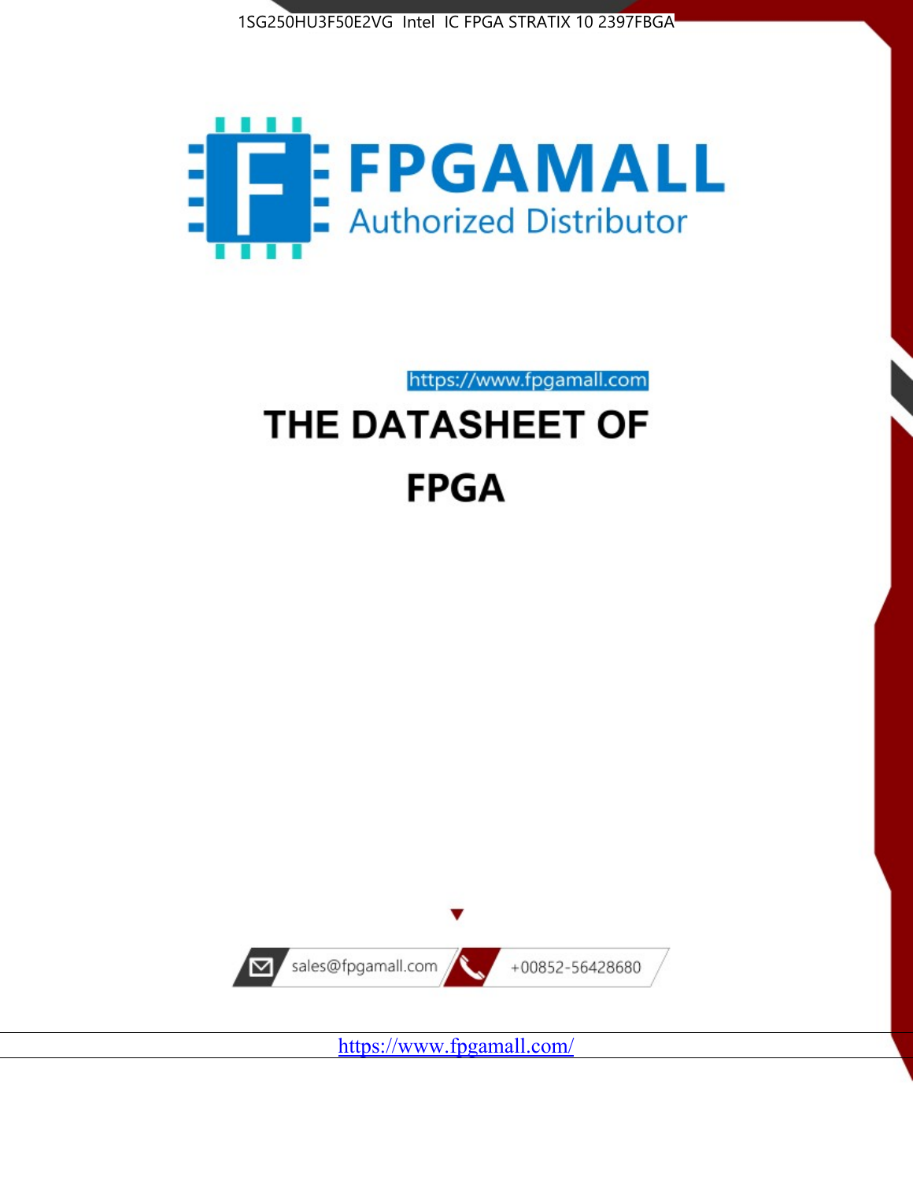1SG250HU3F50E2VG Intel IC FPGA STRATIX 10 2397FBGA

FPGAMALL

Authorized Distributor

https://www.fpgamall.com

# THE DATASHEET OF

# FPGA

sales@fpgamall.com

+00852-56428680

https://www.fpgamall.com/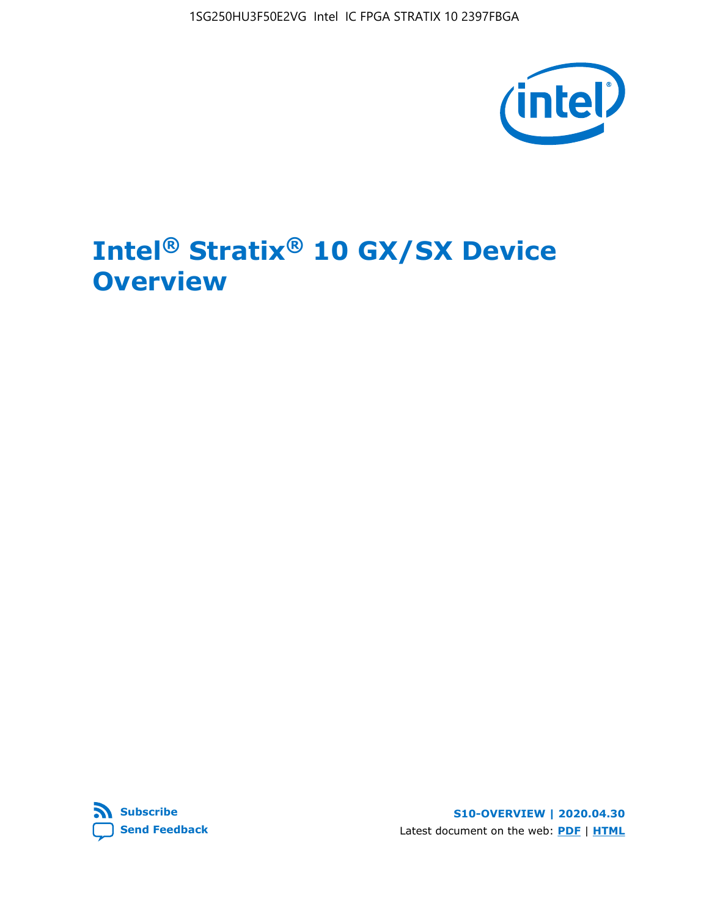# Intel® Stratix® 10 GX/SX Device Overview

Subscribe

Send Feedback

S10-OVERVIEW | 2020.04.30

Latest document on the web: PDF | HTML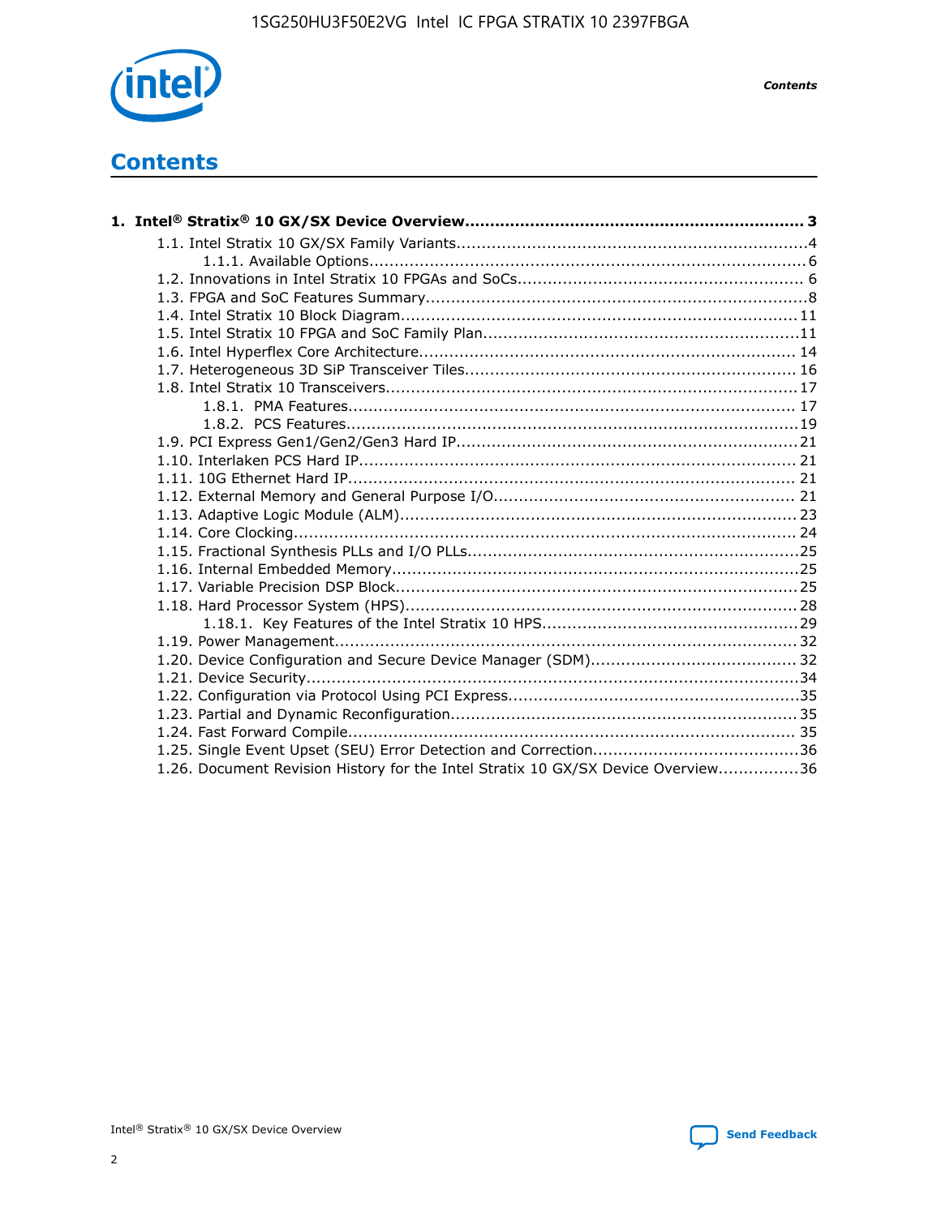# Contents

**1. Intel® Stratix® 10 GX/SX Device Overview................................................................... 3**

- 1.1. Intel Stratix 10 GX/SX Family Variants.....................................................................4
  - 1.1.1. Available Options......................................................................................6
- 1.2. Innovations in Intel Stratix 10 FPGAs and SoCs........................................................ 6
- 1.3. FPGA and SoC Features Summary............................................................................8
- 1.4. Intel Stratix 10 Block Diagram...............................................................................11
- 1.5. Intel Stratix 10 FPGA and SoC Family Plan...............................................................11
- 1.6. Intel Hyperflex Core Architecture.......................................................................... 14
- 1.7. Heterogeneous 3D SiP Transceiver Tiles................................................................. 16
- 1.8. Intel Stratix 10 Transceivers................................................................................. 17
  - 1.8.1. PMA Features......................................................................................... 17
  - 1.8.2. PCS Features..........................................................................................19
- 1.9. PCI Express Gen1/Gen2/Gen3 Hard IP...................................................................21
- 1.10. Interlaken PCS Hard IP...................................................................................... 21
- 1.11. 10G Ethernet Hard IP......................................................................................... 21
- 1.12. External Memory and General Purpose I/O............................................................ 21
- 1.13. Adaptive Logic Module (ALM)............................................................................... 23
- 1.14. Core Clocking.................................................................................................... 24
- 1.15. Fractional Synthesis PLLs and I/O PLLs.................................................................25
- 1.16. Internal Embedded Memory.................................................................................25
- 1.17. Variable Precision DSP Block................................................................................25
- 1.18. Hard Processor System (HPS)..............................................................................28
  - 1.18.1. Key Features of the Intel Stratix 10 HPS..................................................29
- 1.19. Power Management........................................................................................... 32
- 1.20. Device Configuration and Secure Device Manager (SDM)......................................... 32
- 1.21. Device Security.................................................................................................34
- 1.22. Configuration via Protocol Using PCI Express..........................................................35
- 1.23. Partial and Dynamic Reconfiguration....................................................................35
- 1.24. Fast Forward Compile......................................................................................... 35
- 1.25. Single Event Upset (SEU) Error Detection and Correction.........................................36
- 1.26. Document Revision History for the Intel Stratix 10 GX/SX Device Overview................36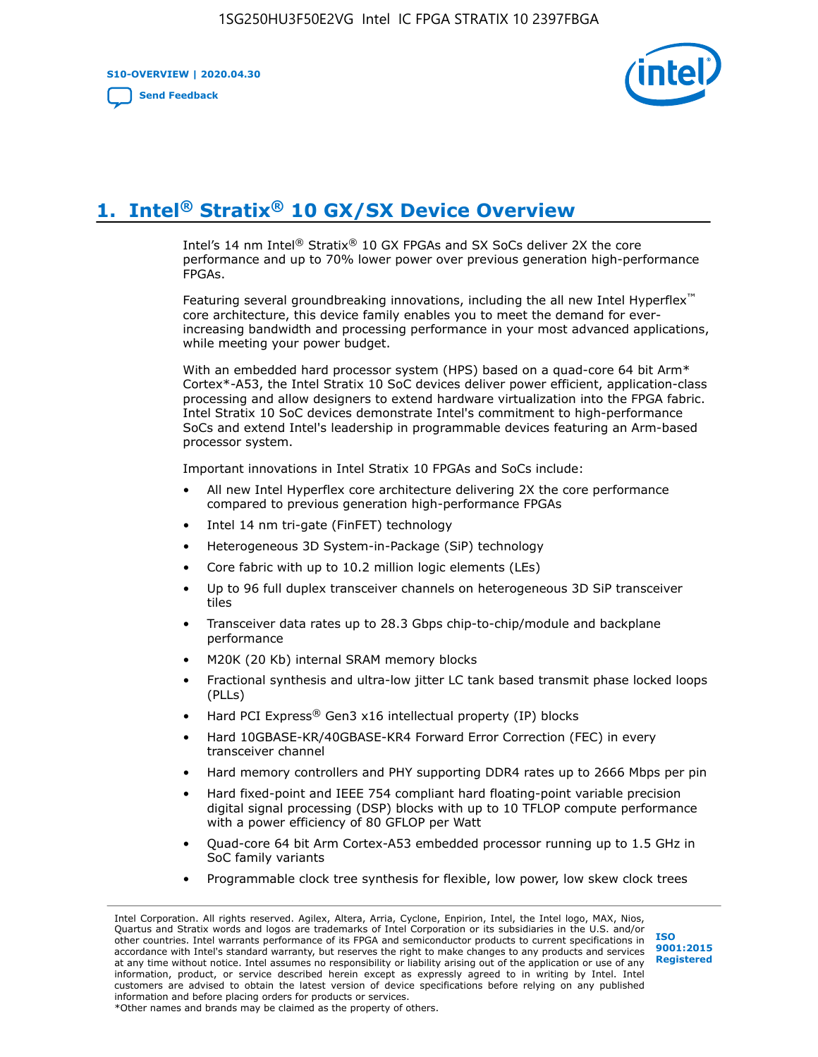# 1. Intel® Stratix® 10 GX/SX Device Overview

Intel's 14 nm Intel® Stratix® 10 GX FPGAs and SX SoCs deliver 2X the core performance and up to 70% lower power over previous generation high-performance FPGAs.

Featuring several groundbreaking innovations, including the all new Intel Hyperflex™ core architecture, this device family enables you to meet the demand for ever-increasing bandwidth and processing performance in your most advanced applications, while meeting your power budget.

With an embedded hard processor system (HPS) based on a quad-core 64 bit Arm* Cortex*-A53, the Intel Stratix 10 SoC devices deliver power efficient, application-class processing and allow designers to extend hardware virtualization into the FPGA fabric. Intel Stratix 10 SoC devices demonstrate Intel's commitment to high-performance SoCs and extend Intel's leadership in programmable devices featuring an Arm-based processor system.

Important innovations in Intel Stratix 10 FPGAs and SoCs include:

- All new Intel Hyperflex core architecture delivering 2X the core performance compared to previous generation high-performance FPGAs
- Intel 14 nm tri-gate (FinFET) technology
- Heterogeneous 3D System-in-Package (SiP) technology
- Core fabric with up to 10.2 million logic elements (LEs)
- Up to 96 full duplex transceiver channels on heterogeneous 3D SiP transceiver tiles
- Transceiver data rates up to 28.3 Gbps chip-to-chip/module and backplane performance
- M20K (20 Kb) internal SRAM memory blocks
- Fractional synthesis and ultra-low jitter LC tank based transmit phase locked loops (PLLs)
- Hard PCI Express® Gen3 x16 intellectual property (IP) blocks
- Hard 10GBASE-KR/40GBASE-KR4 Forward Error Correction (FEC) in every transceiver channel
- Hard memory controllers and PHY supporting DDR4 rates up to 2666 Mbps per pin
- Hard fixed-point and IEEE 754 compliant hard floating-point variable precision digital signal processing (DSP) blocks with up to 10 TFLOP compute performance with a power efficiency of 80 GFLOP per Watt
- Quad-core 64 bit Arm Cortex-A53 embedded processor running up to 1.5 GHz in SoC family variants
- Programmable clock tree synthesis for flexible, low power, low skew clock trees

Intel Corporation. All rights reserved. Agilex, Altera, Arria, Cyclone, Enpirion, Intel, the Intel logo, MAX, Nios, Quartus and Stratix words and logos are trademarks of Intel Corporation or its subsidiaries in the U.S. and/or other countries. Intel warrants performance of its FPGA and semiconductor products to current specifications in accordance with Intel's standard warranty, but reserves the right to make changes to any products and services at any time without notice. Intel assumes no responsibility or liability arising out of the application or use of any information, product, or service described herein except as expressly agreed to in writing by Intel. Intel customers are advised to obtain the latest version of device specifications before relying on any published information and before placing orders for products or services.
*Other names and brands may be claimed as the property of others.

ISO 9001:2015 Registered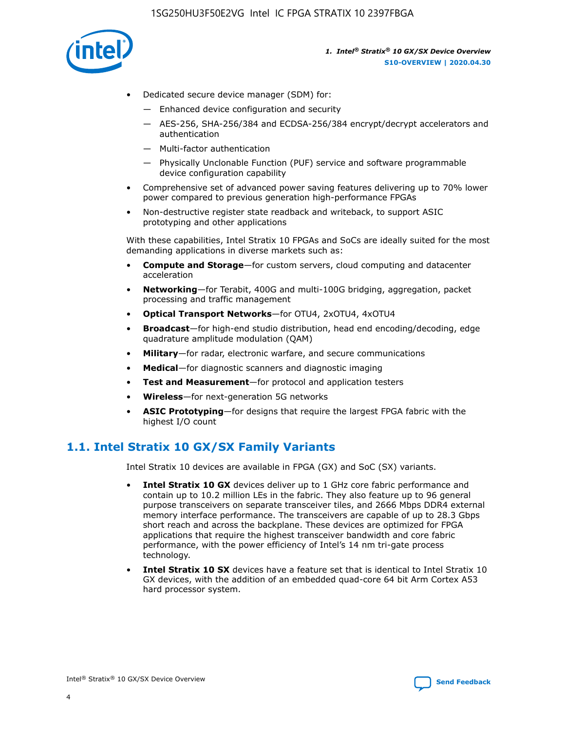- Dedicated secure device manager (SDM) for:
  - — Enhanced device configuration and security
  - — AES-256, SHA-256/384 and ECDSA-256/384 encrypt/decrypt accelerators and authentication
  - — Multi-factor authentication
  - — Physically Unclonable Function (PUF) service and software programmable device configuration capability
- Comprehensive set of advanced power saving features delivering up to 70% lower power compared to previous generation high-performance FPGAs
- Non-destructive register state readback and writeback, to support ASIC prototyping and other applications

With these capabilities, Intel Stratix 10 FPGAs and SoCs are ideally suited for the most demanding applications in diverse markets such as:

- **Compute and Storage**—for custom servers, cloud computing and datacenter acceleration
- **Networking**—for Terabit, 400G and multi-100G bridging, aggregation, packet processing and traffic management
- **Optical Transport Networks**—for OTU4, 2xOTU4, 4xOTU4
- **Broadcast**—for high-end studio distribution, head end encoding/decoding, edge quadrature amplitude modulation (QAM)
- **Military**—for radar, electronic warfare, and secure communications
- **Medical**—for diagnostic scanners and diagnostic imaging
- **Test and Measurement**—for protocol and application testers
- **Wireless**—for next-generation 5G networks
- **ASIC Prototyping**—for designs that require the largest FPGA fabric with the highest I/O count

## 1.1. Intel Stratix 10 GX/SX Family Variants

Intel Stratix 10 devices are available in FPGA (GX) and SoC (SX) variants.

- **Intel Stratix 10 GX** devices deliver up to 1 GHz core fabric performance and contain up to 10.2 million LEs in the fabric. They also feature up to 96 general purpose transceivers on separate transceiver tiles, and 2666 Mbps DDR4 external memory interface performance. The transceivers are capable of up to 28.3 Gbps short reach and across the backplane. These devices are optimized for FPGA applications that require the highest transceiver bandwidth and core fabric performance, with the power efficiency of Intel's 14 nm tri-gate process technology.
- **Intel Stratix 10 SX** devices have a feature set that is identical to Intel Stratix 10 GX devices, with the addition of an embedded quad-core 64 bit Arm Cortex A53 hard processor system.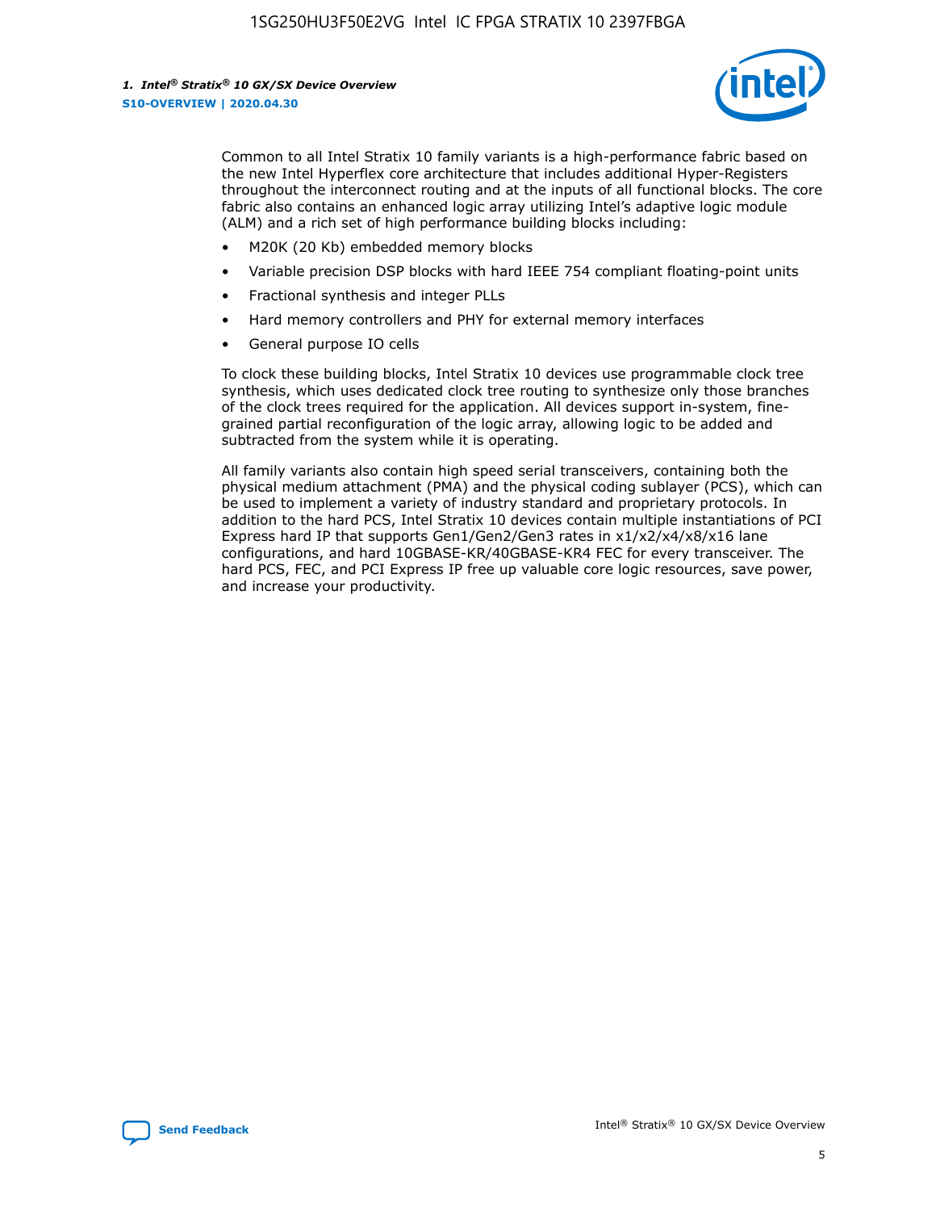Common to all Intel Stratix 10 family variants is a high-performance fabric based on the new Intel Hyperflex core architecture that includes additional Hyper-Registers throughout the interconnect routing and at the inputs of all functional blocks. The core fabric also contains an enhanced logic array utilizing Intel's adaptive logic module (ALM) and a rich set of high performance building blocks including:

- M20K (20 Kb) embedded memory blocks
- Variable precision DSP blocks with hard IEEE 754 compliant floating-point units
- Fractional synthesis and integer PLLs
- Hard memory controllers and PHY for external memory interfaces
- General purpose IO cells

To clock these building blocks, Intel Stratix 10 devices use programmable clock tree synthesis, which uses dedicated clock tree routing to synthesize only those branches of the clock trees required for the application. All devices support in-system, fine-grained partial reconfiguration of the logic array, allowing logic to be added and subtracted from the system while it is operating.

All family variants also contain high speed serial transceivers, containing both the physical medium attachment (PMA) and the physical coding sublayer (PCS), which can be used to implement a variety of industry standard and proprietary protocols. In addition to the hard PCS, Intel Stratix 10 devices contain multiple instantiations of PCI Express hard IP that supports Gen1/Gen2/Gen3 rates in x1/x2/x4/x8/x16 lane configurations, and hard 10GBASE-KR/40GBASE-KR4 FEC for every transceiver. The hard PCS, FEC, and PCI Express IP free up valuable core logic resources, save power, and increase your productivity.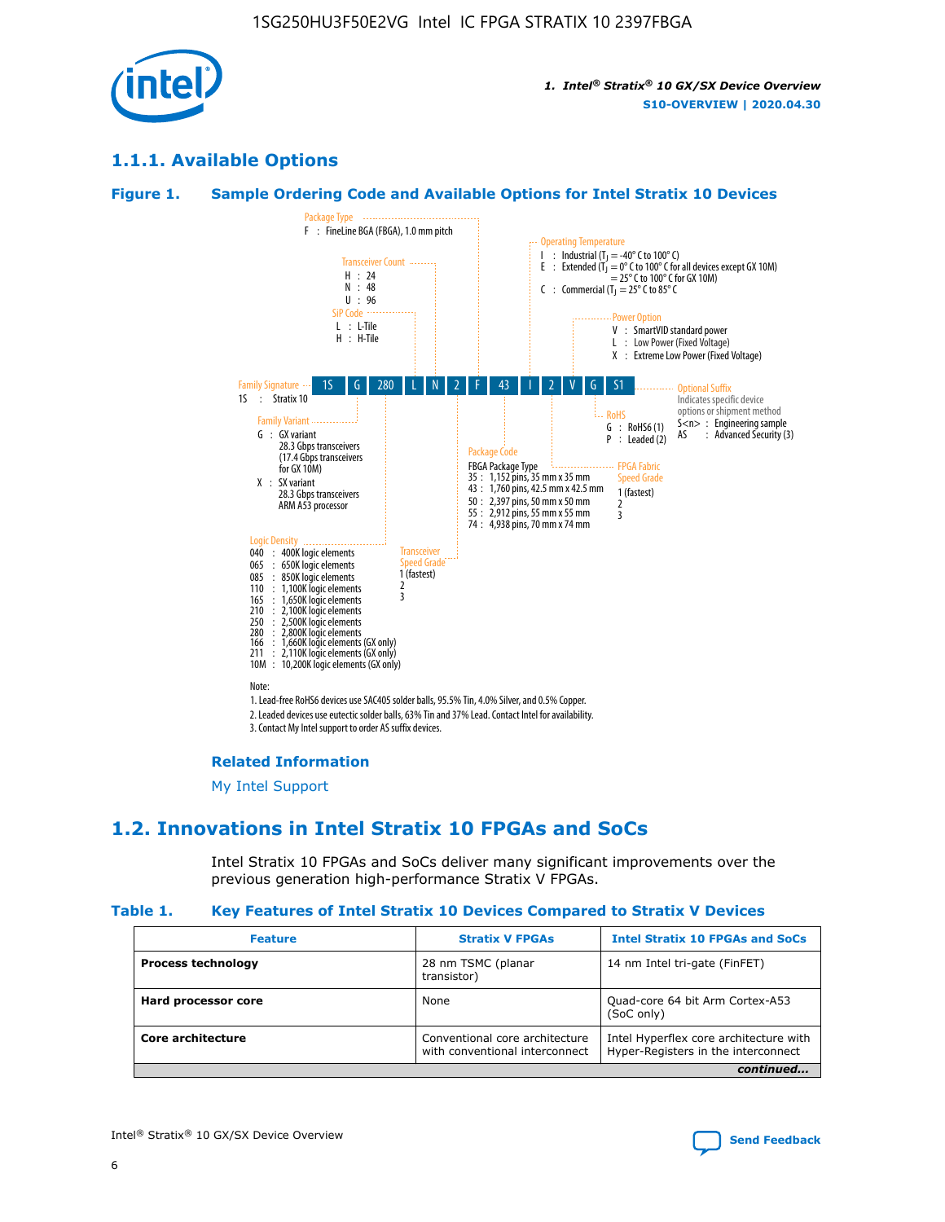## 1.1.1. Available Options

### Figure 1. Sample Ordering Code and Available Options for Intel Stratix 10 Devices

Example ordering code: 1S G 280 L N 2 F 43 I 2 V G S1

**Family Signature**
1S : Stratix 10

**Family Variant**
G : GX variant
28.3 Gbps transceivers
(17.4 Gbps transceivers for GX 10M)
X : SX variant
28.3 Gbps transceivers
ARM A53 processor

**Logic Density**
040 : 400K logic elements
065 : 650K logic elements
085 : 850K logic elements
110 : 1,100K logic elements
165 : 1,650K logic elements
210 : 2,100K logic elements
250 : 2,500K logic elements
280 : 2,800K logic elements
166 : 1,660K logic elements (GX only)
211 : 2,110K logic elements (GX only)
10M : 10,200K logic elements (GX only)

**SiP Code**
L : L-Tile
H : H-Tile

**Transceiver Count**
H : 24
N : 48
U : 96

**Transceiver Speed Grade**
1 (fastest)
2
3

**Package Type**
F : FineLine BGA (FBGA), 1.0 mm pitch

**Package Code**
FBGA Package Type
35 : 1,152 pins, 35 mm x 35 mm
43 : 1,760 pins, 42.5 mm x 42.5 mm
50 : 2,397 pins, 50 mm x 50 mm
55 : 2,912 pins, 55 mm x 55 mm
74 : 4,938 pins, 70 mm x 74 mm

**Operating Temperature**
I : Industrial ($T_J$ = -40° C to 100° C)
E : Extended ($T_J$ = 0° C to 100° C for all devices except GX 10M)
= 25° C to 100° C for GX 10M)
C : Commercial ($T_J$ = 25° C to 85° C

**FPGA Fabric Speed Grade**
1 (fastest)
2
3

**Power Option**
V : SmartVID standard power
L : Low Power (Fixed Voltage)
X : Extreme Low Power (Fixed Voltage)

**RoHS**
G : RoHS6 (1)
P : Leaded (2)

**Optional Suffix**
Indicates specific device options or shipment method
S<n> : Engineering sample
AS : Advanced Security (3)

Note:
1. Lead-free RoHS6 devices use SAC405 solder balls, 95.5% Tin, 4.0% Silver, and 0.5% Copper.
2. Leaded devices use eutectic solder balls, 63% Tin and 37% Lead. Contact Intel for availability.
3. Contact My Intel support to order AS suffix devices.

#### Related Information

My Intel Support

## 1.2. Innovations in Intel Stratix 10 FPGAs and SoCs

Intel Stratix 10 FPGAs and SoCs deliver many significant improvements over the previous generation high-performance Stratix V FPGAs.

### Table 1. Key Features of Intel Stratix 10 Devices Compared to Stratix V Devices

| Feature | Stratix V FPGAs | Intel Stratix 10 FPGAs and SoCs |
|---|---|---|
| **Process technology** | 28 nm TSMC (planar transistor) | 14 nm Intel tri-gate (FinFET) |
| **Hard processor core** | None | Quad-core 64 bit Arm Cortex-A53 (SoC only) |
| **Core architecture** | Conventional core architecture with conventional interconnect | Intel Hyperflex core architecture with Hyper-Registers in the interconnect |

*continued...*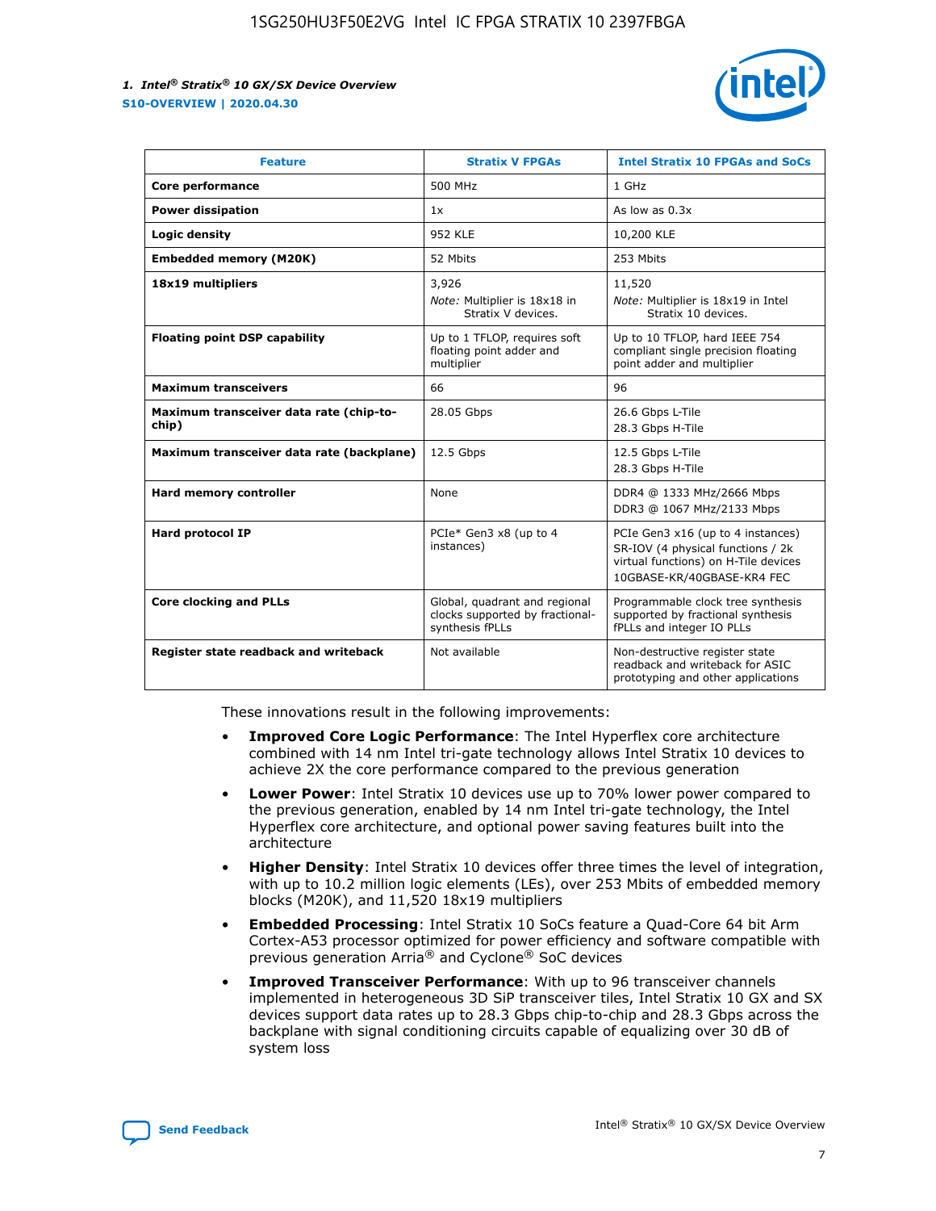| Feature | Stratix V FPGAs | Intel Stratix 10 FPGAs and SoCs |
|---|---|---|
| **Core performance** | 500 MHz | 1 GHz |
| **Power dissipation** | 1x | As low as 0.3x |
| **Logic density** | 952 KLE | 10,200 KLE |
| **Embedded memory (M20K)** | 52 Mbits | 253 Mbits |
| **18x19 multipliers** | 3,926<br>*Note:* Multiplier is 18x18 in Stratix V devices. | 11,520<br>*Note:* Multiplier is 18x19 in Intel Stratix 10 devices. |
| **Floating point DSP capability** | Up to 1 TFLOP, requires soft floating point adder and multiplier | Up to 10 TFLOP, hard IEEE 754 compliant single precision floating point adder and multiplier |
| **Maximum transceivers** | 66 | 96 |
| **Maximum transceiver data rate (chip-to-chip)** | 28.05 Gbps | 26.6 Gbps L-Tile<br>28.3 Gbps H-Tile |
| **Maximum transceiver data rate (backplane)** | 12.5 Gbps | 12.5 Gbps L-Tile<br>28.3 Gbps H-Tile |
| **Hard memory controller** | None | DDR4 @ 1333 MHz/2666 Mbps<br>DDR3 @ 1067 MHz/2133 Mbps |
| **Hard protocol IP** | PCIe* Gen3 x8 (up to 4 instances) | PCIe Gen3 x16 (up to 4 instances)<br>SR-IOV (4 physical functions / 2k virtual functions) on H-Tile devices<br>10GBASE-KR/40GBASE-KR4 FEC |
| **Core clocking and PLLs** | Global, quadrant and regional clocks supported by fractional-synthesis fPLLs | Programmable clock tree synthesis supported by fractional synthesis fPLLs and integer IO PLLs |
| **Register state readback and writeback** | Not available | Non-destructive register state readback and writeback for ASIC prototyping and other applications |

These innovations result in the following improvements:

- **Improved Core Logic Performance**: The Intel Hyperflex core architecture combined with 14 nm Intel tri-gate technology allows Intel Stratix 10 devices to achieve 2X the core performance compared to the previous generation
- **Lower Power**: Intel Stratix 10 devices use up to 70% lower power compared to the previous generation, enabled by 14 nm Intel tri-gate technology, the Intel Hyperflex core architecture, and optional power saving features built into the architecture
- **Higher Density**: Intel Stratix 10 devices offer three times the level of integration, with up to 10.2 million logic elements (LEs), over 253 Mbits of embedded memory blocks (M20K), and 11,520 18x19 multipliers
- **Embedded Processing**: Intel Stratix 10 SoCs feature a Quad-Core 64 bit Arm Cortex-A53 processor optimized for power efficiency and software compatible with previous generation Arria® and Cyclone® SoC devices
- **Improved Transceiver Performance**: With up to 96 transceiver channels implemented in heterogeneous 3D SiP transceiver tiles, Intel Stratix 10 GX and SX devices support data rates up to 28.3 Gbps chip-to-chip and 28.3 Gbps across the backplane with signal conditioning circuits capable of equalizing over 30 dB of system loss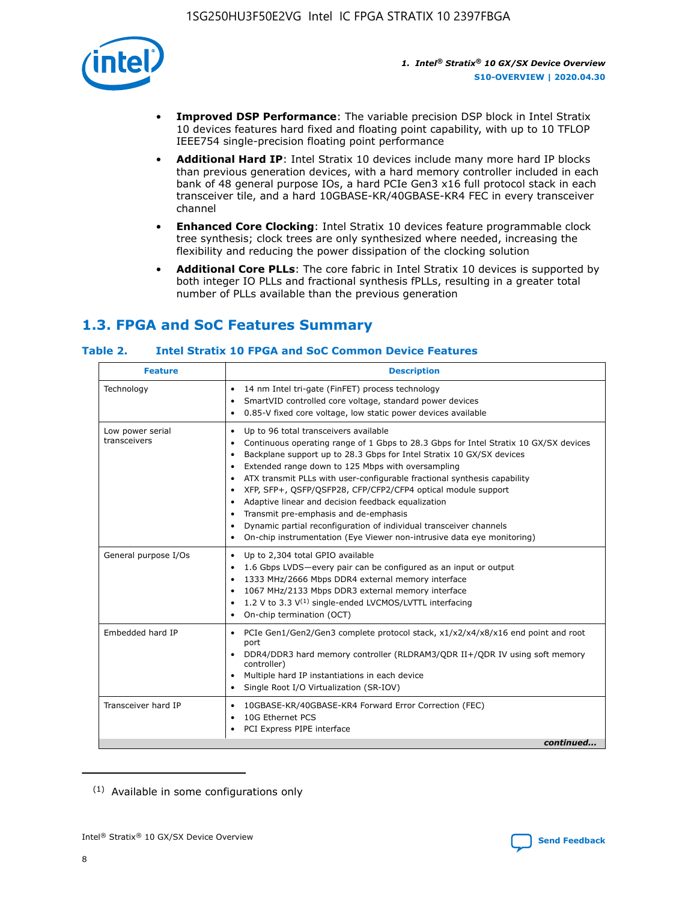- **Improved DSP Performance**: The variable precision DSP block in Intel Stratix 10 devices features hard fixed and floating point capability, with up to 10 TFLOP IEEE754 single-precision floating point performance
- **Additional Hard IP**: Intel Stratix 10 devices include many more hard IP blocks than previous generation devices, with a hard memory controller included in each bank of 48 general purpose IOs, a hard PCIe Gen3 x16 full protocol stack in each transceiver tile, and a hard 10GBASE-KR/40GBASE-KR4 FEC in every transceiver channel
- **Enhanced Core Clocking**: Intel Stratix 10 devices feature programmable clock tree synthesis; clock trees are only synthesized where needed, increasing the flexibility and reducing the power dissipation of the clocking solution
- **Additional Core PLLs**: The core fabric in Intel Stratix 10 devices is supported by both integer IO PLLs and fractional synthesis fPLLs, resulting in a greater total number of PLLs available than the previous generation

## 1.3. FPGA and SoC Features Summary

### Table 2. Intel Stratix 10 FPGA and SoC Common Device Features

| Feature | Description |
|---|---|
| Technology | • 14 nm Intel tri-gate (FinFET) process technology<br>• SmartVID controlled core voltage, standard power devices<br>• 0.85-V fixed core voltage, low static power devices available |
| Low power serial transceivers | • Up to 96 total transceivers available<br>• Continuous operating range of 1 Gbps to 28.3 Gbps for Intel Stratix 10 GX/SX devices<br>• Backplane support up to 28.3 Gbps for Intel Stratix 10 GX/SX devices<br>• Extended range down to 125 Mbps with oversampling<br>• ATX transmit PLLs with user-configurable fractional synthesis capability<br>• XFP, SFP+, QSFP/QSFP28, CFP/CFP2/CFP4 optical module support<br>• Adaptive linear and decision feedback equalization<br>• Transmit pre-emphasis and de-emphasis<br>• Dynamic partial reconfiguration of individual transceiver channels<br>• On-chip instrumentation (Eye Viewer non-intrusive data eye monitoring) |
| General purpose I/Os | • Up to 2,304 total GPIO available<br>• 1.6 Gbps LVDS—every pair can be configured as an input or output<br>• 1333 MHz/2666 Mbps DDR4 external memory interface<br>• 1067 MHz/2133 Mbps DDR3 external memory interface<br>• 1.2 V to 3.3 V[1] single-ended LVCMOS/LVTTL interfacing<br>• On-chip termination (OCT) |
| Embedded hard IP | • PCIe Gen1/Gen2/Gen3 complete protocol stack, x1/x2/x4/x8/x16 end point and root port<br>• DDR4/DDR3 hard memory controller (RLDRAM3/QDR II+/QDR IV using soft memory controller)<br>• Multiple hard IP instantiations in each device<br>• Single Root I/O Virtualization (SR-IOV) |
| Transceiver hard IP | • 10GBASE-KR/40GBASE-KR4 Forward Error Correction (FEC)<br>• 10G Ethernet PCS<br>• PCI Express PIPE interface |

*continued...*

[1] Available in some configurations only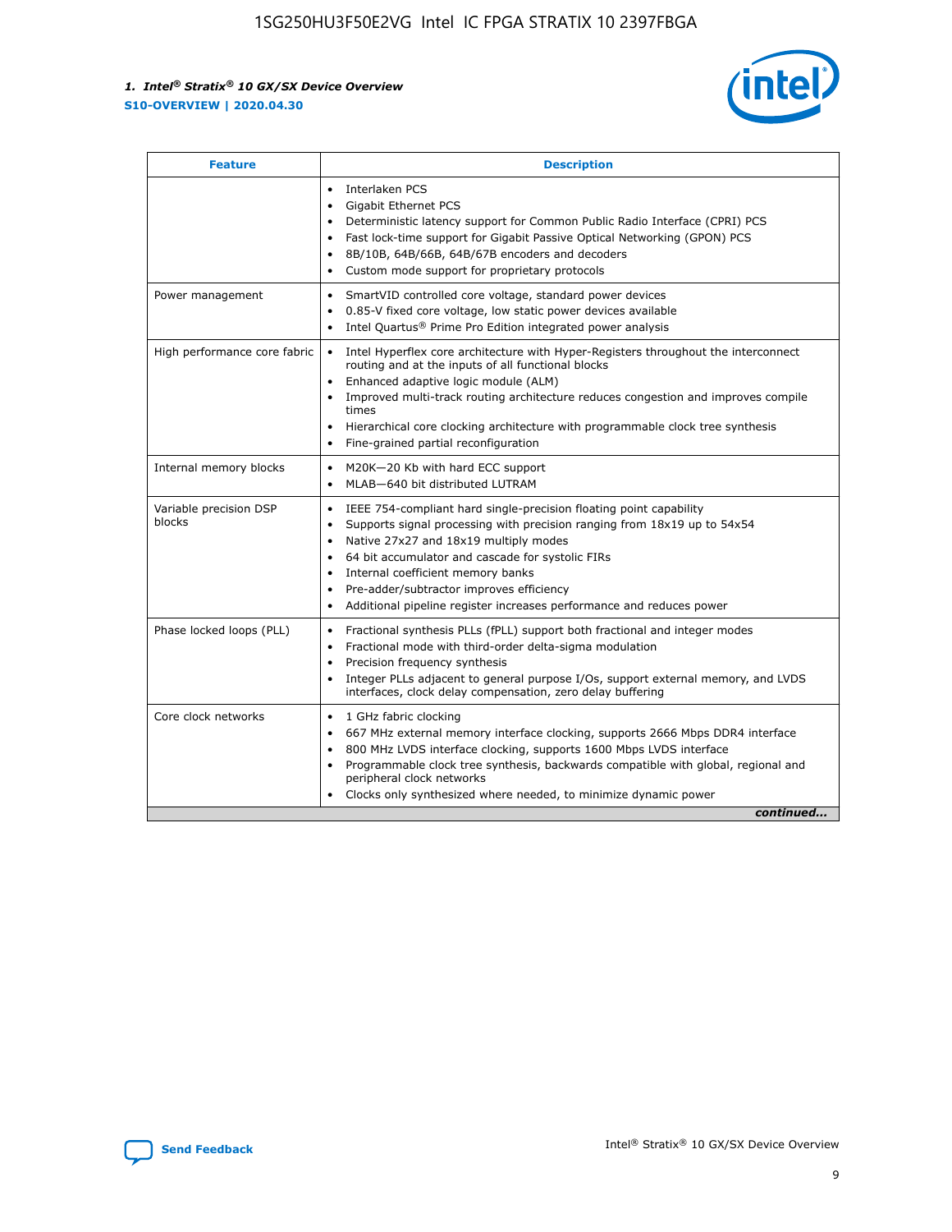| Feature | Description |
| --- | --- |
| | • Interlaken PCS<br>• Gigabit Ethernet PCS<br>• Deterministic latency support for Common Public Radio Interface (CPRI) PCS<br>• Fast lock-time support for Gigabit Passive Optical Networking (GPON) PCS<br>• 8B/10B, 64B/66B, 64B/67B encoders and decoders<br>• Custom mode support for proprietary protocols |
| Power management | • SmartVID controlled core voltage, standard power devices<br>• 0.85-V fixed core voltage, low static power devices available<br>• Intel Quartus® Prime Pro Edition integrated power analysis |
| High performance core fabric | • Intel Hyperflex core architecture with Hyper-Registers throughout the interconnect routing and at the inputs of all functional blocks<br>• Enhanced adaptive logic module (ALM)<br>• Improved multi-track routing architecture reduces congestion and improves compile times<br>• Hierarchical core clocking architecture with programmable clock tree synthesis<br>• Fine-grained partial reconfiguration |
| Internal memory blocks | • M20K—20 Kb with hard ECC support<br>• MLAB—640 bit distributed LUTRAM |
| Variable precision DSP blocks | • IEEE 754-compliant hard single-precision floating point capability<br>• Supports signal processing with precision ranging from 18x19 up to 54x54<br>• Native 27x27 and 18x19 multiply modes<br>• 64 bit accumulator and cascade for systolic FIRs<br>• Internal coefficient memory banks<br>• Pre-adder/subtractor improves efficiency<br>• Additional pipeline register increases performance and reduces power |
| Phase locked loops (PLL) | • Fractional synthesis PLLs (fPLL) support both fractional and integer modes<br>• Fractional mode with third-order delta-sigma modulation<br>• Precision frequency synthesis<br>• Integer PLLs adjacent to general purpose I/Os, support external memory, and LVDS interfaces, clock delay compensation, zero delay buffering |
| Core clock networks | • 1 GHz fabric clocking<br>• 667 MHz external memory interface clocking, supports 2666 Mbps DDR4 interface<br>• 800 MHz LVDS interface clocking, supports 1600 Mbps LVDS interface<br>• Programmable clock tree synthesis, backwards compatible with global, regional and peripheral clock networks<br>• Clocks only synthesized where needed, to minimize dynamic power |

*continued...*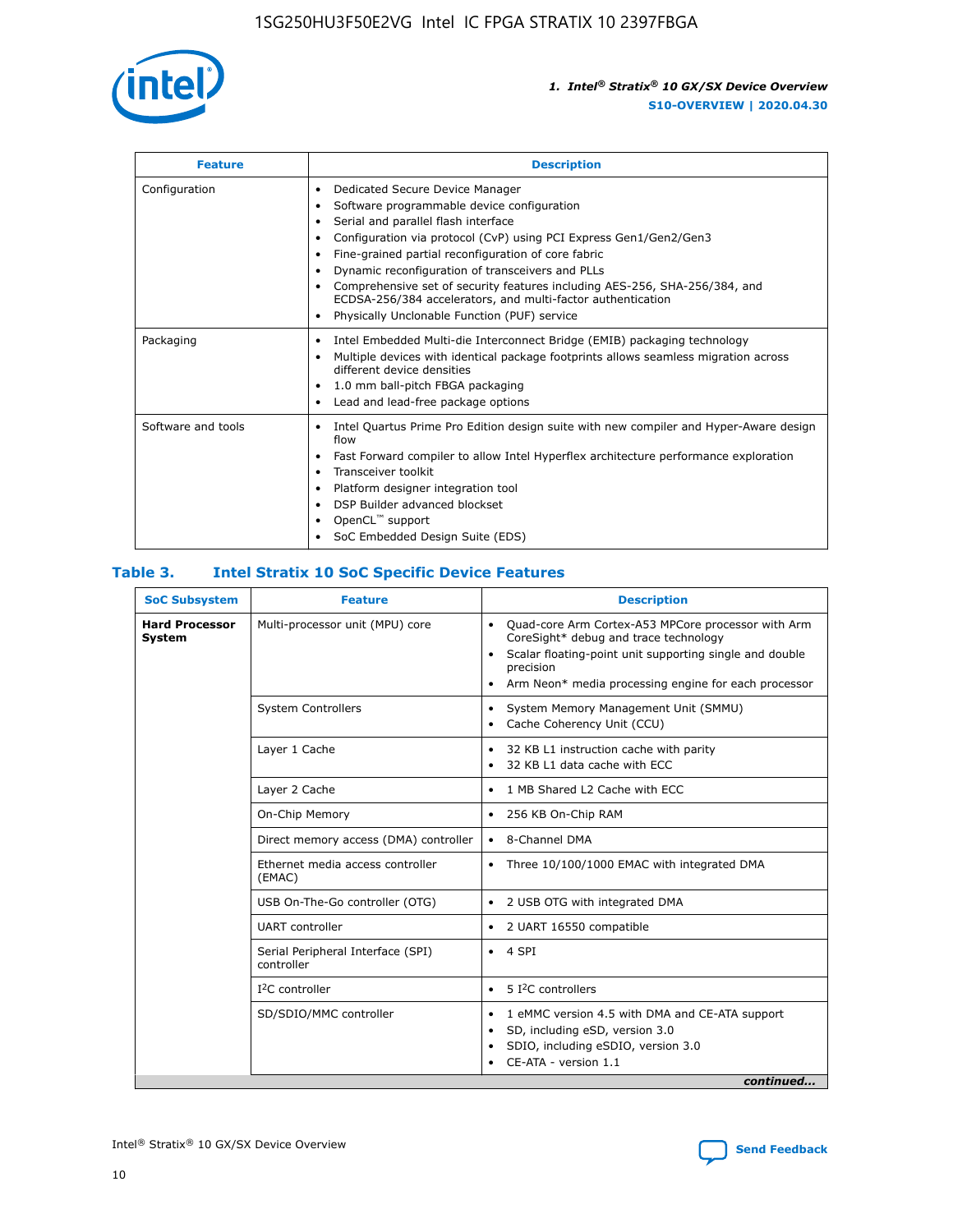| Feature | Description |
| --- | --- |
| Configuration | • Dedicated Secure Device Manager<br>• Software programmable device configuration<br>• Serial and parallel flash interface<br>• Configuration via protocol (CvP) using PCI Express Gen1/Gen2/Gen3<br>• Fine-grained partial reconfiguration of core fabric<br>• Dynamic reconfiguration of transceivers and PLLs<br>• Comprehensive set of security features including AES-256, SHA-256/384, and ECDSA-256/384 accelerators, and multi-factor authentication<br>• Physically Unclonable Function (PUF) service |
| Packaging | • Intel Embedded Multi-die Interconnect Bridge (EMIB) packaging technology<br>• Multiple devices with identical package footprints allows seamless migration across different device densities<br>• 1.0 mm ball-pitch FBGA packaging<br>• Lead and lead-free package options |
| Software and tools | • Intel Quartus Prime Pro Edition design suite with new compiler and Hyper-Aware design flow<br>• Fast Forward compiler to allow Intel Hyperflex architecture performance exploration<br>• Transceiver toolkit<br>• Platform designer integration tool<br>• DSP Builder advanced blockset<br>• OpenCL™ support<br>• SoC Embedded Design Suite (EDS) |

## Table 3. Intel Stratix 10 SoC Specific Device Features

| SoC Subsystem | Feature | Description |
| --- | --- | --- |
| **Hard Processor System** | Multi-processor unit (MPU) core | • Quad-core Arm Cortex-A53 MPCore processor with Arm CoreSight* debug and trace technology<br>• Scalar floating-point unit supporting single and double precision<br>• Arm Neon* media processing engine for each processor |
| | System Controllers | • System Memory Management Unit (SMMU)<br>• Cache Coherency Unit (CCU) |
| | Layer 1 Cache | • 32 KB L1 instruction cache with parity<br>• 32 KB L1 data cache with ECC |
| | Layer 2 Cache | • 1 MB Shared L2 Cache with ECC |
| | On-Chip Memory | • 256 KB On-Chip RAM |
| | Direct memory access (DMA) controller | • 8-Channel DMA |
| | Ethernet media access controller (EMAC) | • Three 10/100/1000 EMAC with integrated DMA |
| | USB On-The-Go controller (OTG) | • 2 USB OTG with integrated DMA |
| | UART controller | • 2 UART 16550 compatible |
| | Serial Peripheral Interface (SPI) controller | • 4 SPI |
| | I²C controller | • 5 I²C controllers |
| | SD/SDIO/MMC controller | • 1 eMMC version 4.5 with DMA and CE-ATA support<br>• SD, including eSD, version 3.0<br>• SDIO, including eSDIO, version 3.0<br>• CE-ATA - version 1.1 |

*continued...*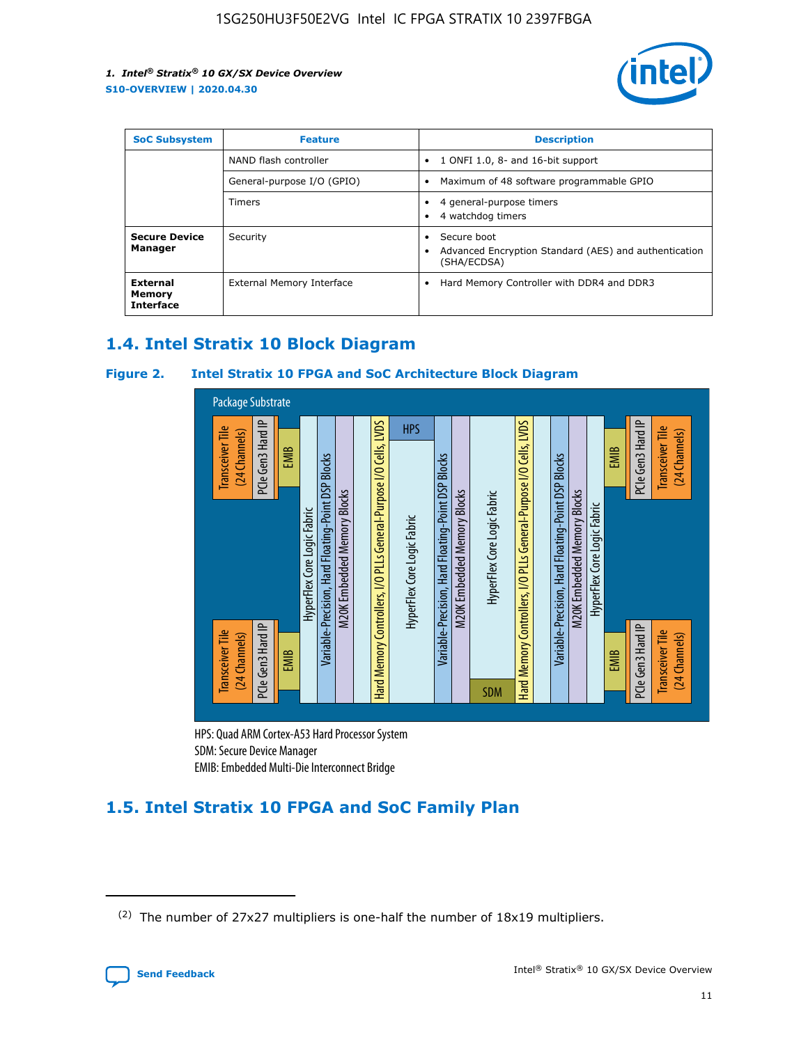| SoC Subsystem | Feature | Description |
| --- | --- | --- |
| | NAND flash controller | • 1 ONFI 1.0, 8- and 16-bit support |
| | General-purpose I/O (GPIO) | • Maximum of 48 software programmable GPIO |
| | Timers | • 4 general-purpose timers<br>• 4 watchdog timers |
| **Secure Device Manager** | Security | • Secure boot<br>• Advanced Encryption Standard (AES) and authentication (SHA/ECDSA) |
| **External Memory Interface** | External Memory Interface | • Hard Memory Controller with DDR4 and DDR3 |

## 1.4. Intel Stratix 10 Block Diagram

**Figure 2. Intel Stratix 10 FPGA and SoC Architecture Block Diagram**

Package Substrate

Transceiver Tile (24 Channels) | PCIe Gen3 Hard IP | EMIB | HyperFlex Core Logic Fabric | Variable-Precision, Hard Floating-Point DSP Blocks | M20K Embedded Memory Blocks | Hard Memory Controllers, I/O PLLs General-Purpose I/O Cells, LVDS | HPS | HyperFlex Core Logic Fabric | Variable-Precision, Hard Floating-Point DSP Blocks | M20K Embedded Memory Blocks | HyperFlex Core Logic Fabric | SDM | Hard Memory Controllers, I/O PLLs General-Purpose I/O Cells, LVDS | Variable-Precision, Hard Floating-Point DSP Blocks | M20K Embedded Memory Blocks | HyperFlex Core Logic Fabric | EMIB | PCIe Gen3 Hard IP | Transceiver Tile (24 Channels)

HPS: Quad ARM Cortex-A53 Hard Processor System
SDM: Secure Device Manager
EMIB: Embedded Multi-Die Interconnect Bridge

## 1.5. Intel Stratix 10 FPGA and SoC Family Plan

(2) The number of 27x27 multipliers is one-half the number of 18x19 multipliers.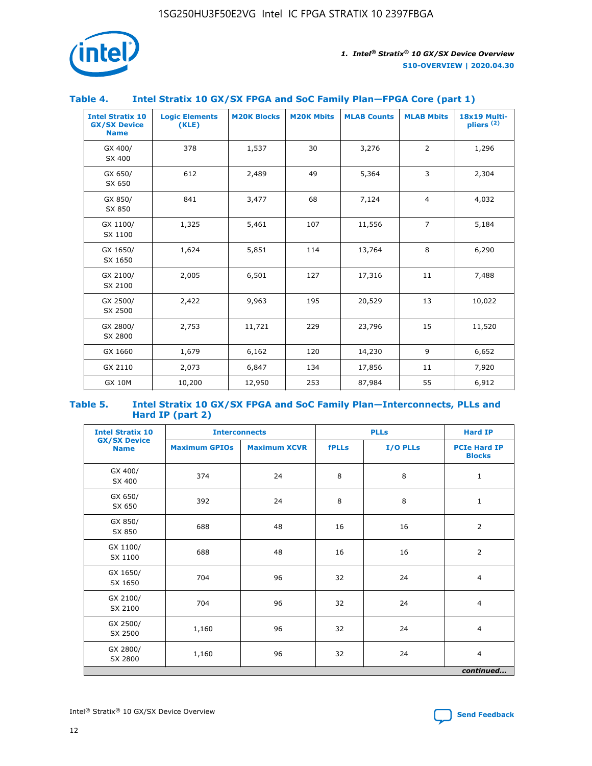## Table 4. Intel Stratix 10 GX/SX FPGA and SoC Family Plan—FPGA Core (part 1)

| Intel Stratix 10 GX/SX Device Name | Logic Elements (KLE) | M20K Blocks | M20K Mbits | MLAB Counts | MLAB Mbits | 18x19 Multi-pliers (2) |
|---|---|---|---|---|---|---|
| GX 400/ SX 400 | 378 | 1,537 | 30 | 3,276 | 2 | 1,296 |
| GX 650/ SX 650 | 612 | 2,489 | 49 | 5,364 | 3 | 2,304 |
| GX 850/ SX 850 | 841 | 3,477 | 68 | 7,124 | 4 | 4,032 |
| GX 1100/ SX 1100 | 1,325 | 5,461 | 107 | 11,556 | 7 | 5,184 |
| GX 1650/ SX 1650 | 1,624 | 5,851 | 114 | 13,764 | 8 | 6,290 |
| GX 2100/ SX 2100 | 2,005 | 6,501 | 127 | 17,316 | 11 | 7,488 |
| GX 2500/ SX 2500 | 2,422 | 9,963 | 195 | 20,529 | 13 | 10,022 |
| GX 2800/ SX 2800 | 2,753 | 11,721 | 229 | 23,796 | 15 | 11,520 |
| GX 1660 | 1,679 | 6,162 | 120 | 14,230 | 9 | 6,652 |
| GX 2110 | 2,073 | 6,847 | 134 | 17,856 | 11 | 7,920 |
| GX 10M | 10,200 | 12,950 | 253 | 87,984 | 55 | 6,912 |

## Table 5. Intel Stratix 10 GX/SX FPGA and SoC Family Plan—Interconnects, PLLs and Hard IP (part 2)

| Intel Stratix 10 GX/SX Device Name | Interconnects | | PLLs | | Hard IP |
|---|---|---|---|---|---|
| | Maximum GPIOs | Maximum XCVR | fPLLs | I/O PLLs | PCIe Hard IP Blocks |
| GX 400/ SX 400 | 374 | 24 | 8 | 8 | 1 |
| GX 650/ SX 650 | 392 | 24 | 8 | 8 | 1 |
| GX 850/ SX 850 | 688 | 48 | 16 | 16 | 2 |
| GX 1100/ SX 1100 | 688 | 48 | 16 | 16 | 2 |
| GX 1650/ SX 1650 | 704 | 96 | 32 | 24 | 4 |
| GX 2100/ SX 2100 | 704 | 96 | 32 | 24 | 4 |
| GX 2500/ SX 2500 | 1,160 | 96 | 32 | 24 | 4 |
| GX 2800/ SX 2800 | 1,160 | 96 | 32 | 24 | 4 |

*continued...*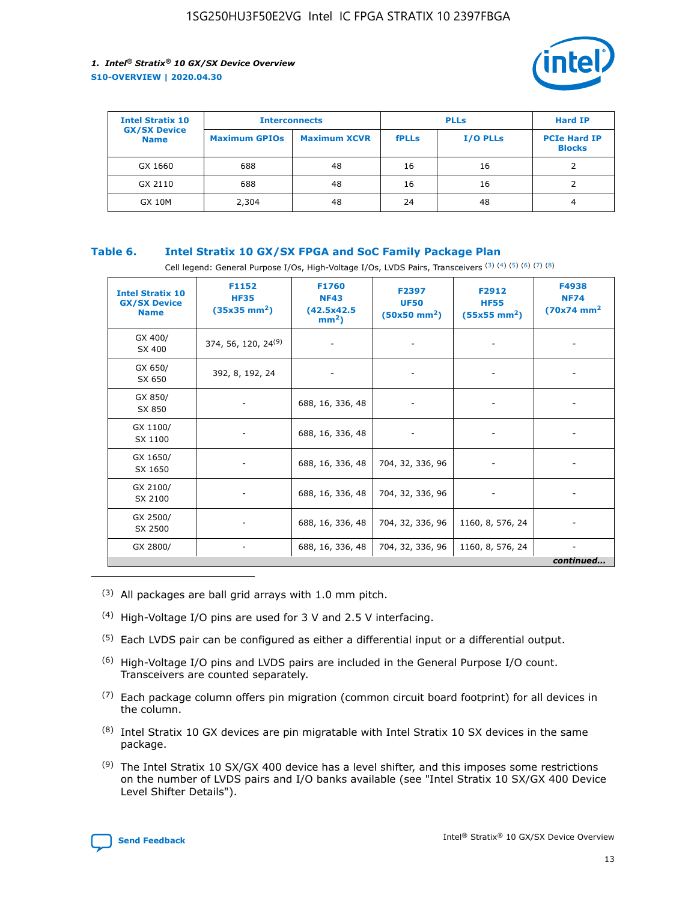| Intel Stratix 10 GX/SX Device Name | Interconnects | | PLLs | | Hard IP |
|---|---|---|---|---|---|
| | Maximum GPIOs | Maximum XCVR | fPLLs | I/O PLLs | PCIe Hard IP Blocks |
| GX 1660 | 688 | 48 | 16 | 16 | 2 |
| GX 2110 | 688 | 48 | 16 | 16 | 2 |
| GX 10M | 2,304 | 48 | 24 | 48 | 4 |

## Table 6. Intel Stratix 10 GX/SX FPGA and SoC Family Package Plan

Cell legend: General Purpose I/Os, High-Voltage I/Os, LVDS Pairs, Transceivers (3) (4) (5) (6) (7) (8)

| Intel Stratix 10 GX/SX Device Name | F1152 HF35 (35x35 mm²) | F1760 NF43 (42.5x42.5 mm²) | F2397 UF50 (50x50 mm²) | F2912 HF55 (55x55 mm²) | F4938 NF74 (70x74 mm²) |
|---|---|---|---|---|---|
| GX 400/ SX 400 | 374, 56, 120, 24[9] | - | - | - | - |
| GX 650/ SX 650 | 392, 8, 192, 24 | - | - | - | - |
| GX 850/ SX 850 | - | 688, 16, 336, 48 | - | - | - |
| GX 1100/ SX 1100 | - | 688, 16, 336, 48 | - | - | - |
| GX 1650/ SX 1650 | - | 688, 16, 336, 48 | 704, 32, 336, 96 | - | - |
| GX 2100/ SX 2100 | - | 688, 16, 336, 48 | 704, 32, 336, 96 | - | - |
| GX 2500/ SX 2500 | - | 688, 16, 336, 48 | 704, 32, 336, 96 | 1160, 8, 576, 24 | - |
| GX 2800/ | - | 688, 16, 336, 48 | 704, 32, 336, 96 | 1160, 8, 576, 24 | - |

*continued...*

(3) All packages are ball grid arrays with 1.0 mm pitch.

(4) High-Voltage I/O pins are used for 3 V and 2.5 V interfacing.

(5) Each LVDS pair can be configured as either a differential input or a differential output.

(6) High-Voltage I/O pins and LVDS pairs are included in the General Purpose I/O count. Transceivers are counted separately.

(7) Each package column offers pin migration (common circuit board footprint) for all devices in the column.

(8) Intel Stratix 10 GX devices are pin migratable with Intel Stratix 10 SX devices in the same package.

(9) The Intel Stratix 10 SX/GX 400 device has a level shifter, and this imposes some restrictions on the number of LVDS pairs and I/O banks available (see "Intel Stratix 10 SX/GX 400 Device Level Shifter Details").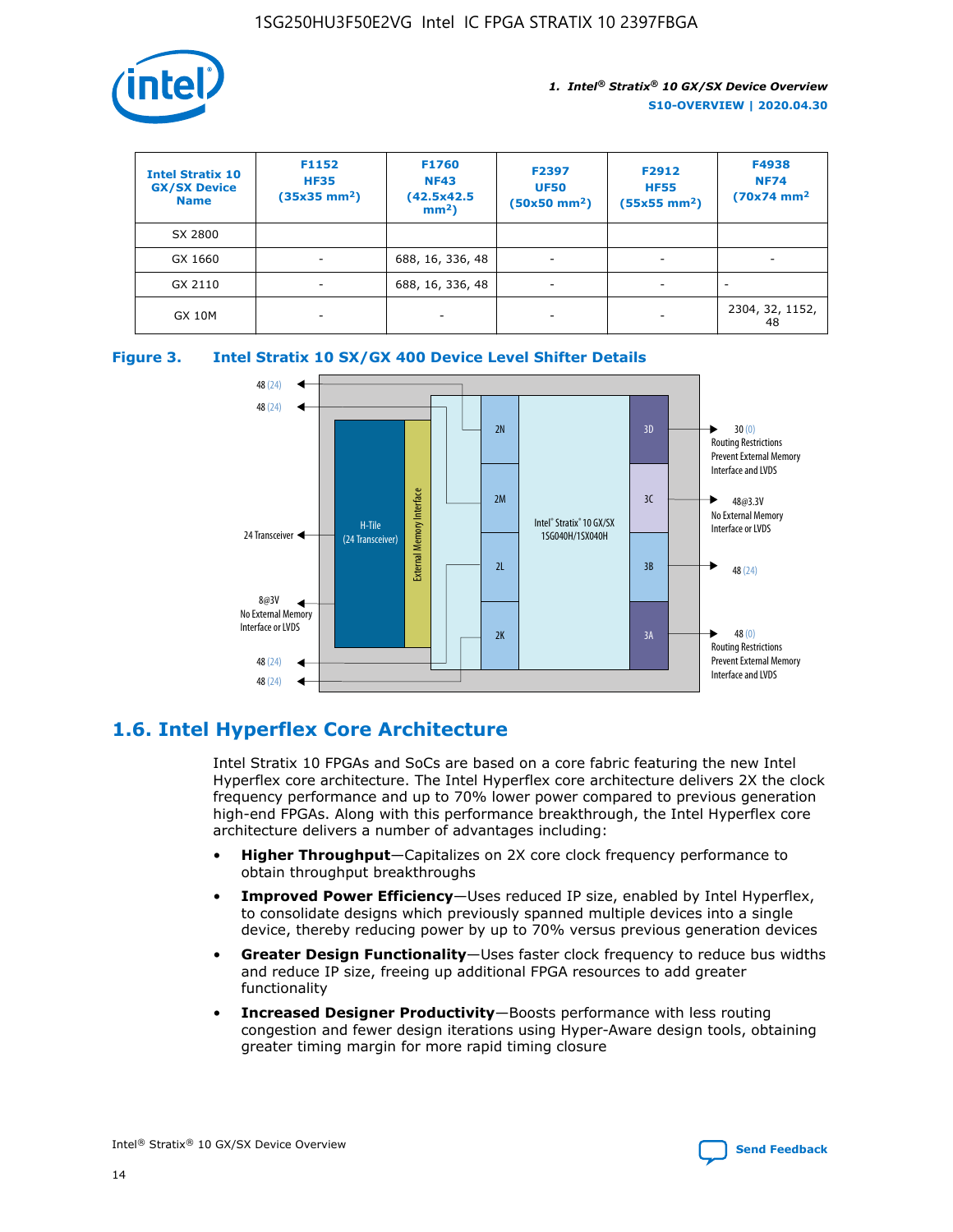| Intel Stratix 10 GX/SX Device Name | F1152 HF35 (35x35 mm²) | F1760 NF43 (42.5x42.5 mm²) | F2397 UF50 (50x50 mm²) | F2912 HF55 (55x55 mm²) | F4938 NF74 (70x74 mm² |
|---|---|---|---|---|---|
| SX 2800 | | | | | |
| GX 1660 | - | 688, 16, 336, 48 | - | - | - |
| GX 2110 | - | 688, 16, 336, 48 | - | - | - |
| GX 10M | - | - | - | - | 2304, 32, 1152, 48 |

**Figure 3. Intel Stratix 10 SX/GX 400 Device Level Shifter Details**

## 1.6. Intel Hyperflex Core Architecture

Intel Stratix 10 FPGAs and SoCs are based on a core fabric featuring the new Intel Hyperflex core architecture. The Intel Hyperflex core architecture delivers 2X the clock frequency performance and up to 70% lower power compared to previous generation high-end FPGAs. Along with this performance breakthrough, the Intel Hyperflex core architecture delivers a number of advantages including:

- **Higher Throughput**—Capitalizes on 2X core clock frequency performance to obtain throughput breakthroughs
- **Improved Power Efficiency**—Uses reduced IP size, enabled by Intel Hyperflex, to consolidate designs which previously spanned multiple devices into a single device, thereby reducing power by up to 70% versus previous generation devices
- **Greater Design Functionality**—Uses faster clock frequency to reduce bus widths and reduce IP size, freeing up additional FPGA resources to add greater functionality
- **Increased Designer Productivity**—Boosts performance with less routing congestion and fewer design iterations using Hyper-Aware design tools, obtaining greater timing margin for more rapid timing closure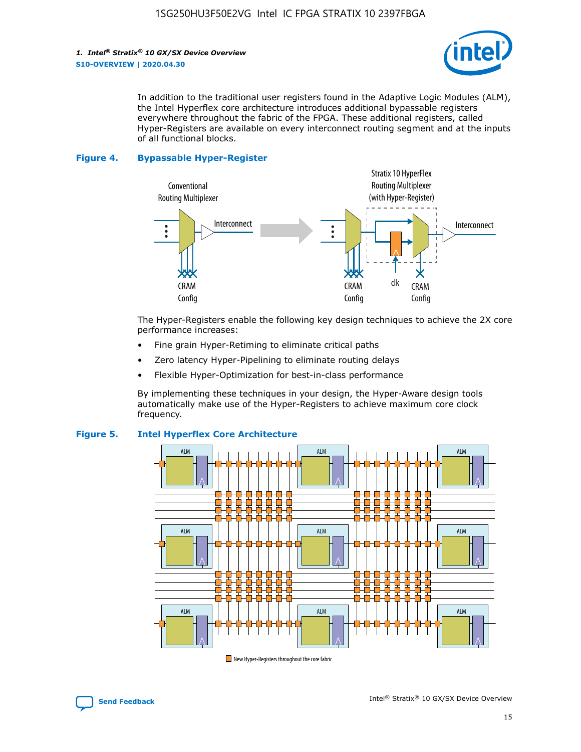In addition to the traditional user registers found in the Adaptive Logic Modules (ALM), the Intel Hyperflex core architecture introduces additional bypassable registers everywhere throughout the fabric of the FPGA. These additional registers, called Hyper-Registers are available on every interconnect routing segment and at the inputs of all functional blocks.

**Figure 4. Bypassable Hyper-Register**

The Hyper-Registers enable the following key design techniques to achieve the 2X core performance increases:

- Fine grain Hyper-Retiming to eliminate critical paths
- Zero latency Hyper-Pipelining to eliminate routing delays
- Flexible Hyper-Optimization for best-in-class performance

By implementing these techniques in your design, the Hyper-Aware design tools automatically make use of the Hyper-Registers to achieve maximum core clock frequency.

**Figure 5. Intel Hyperflex Core Architecture**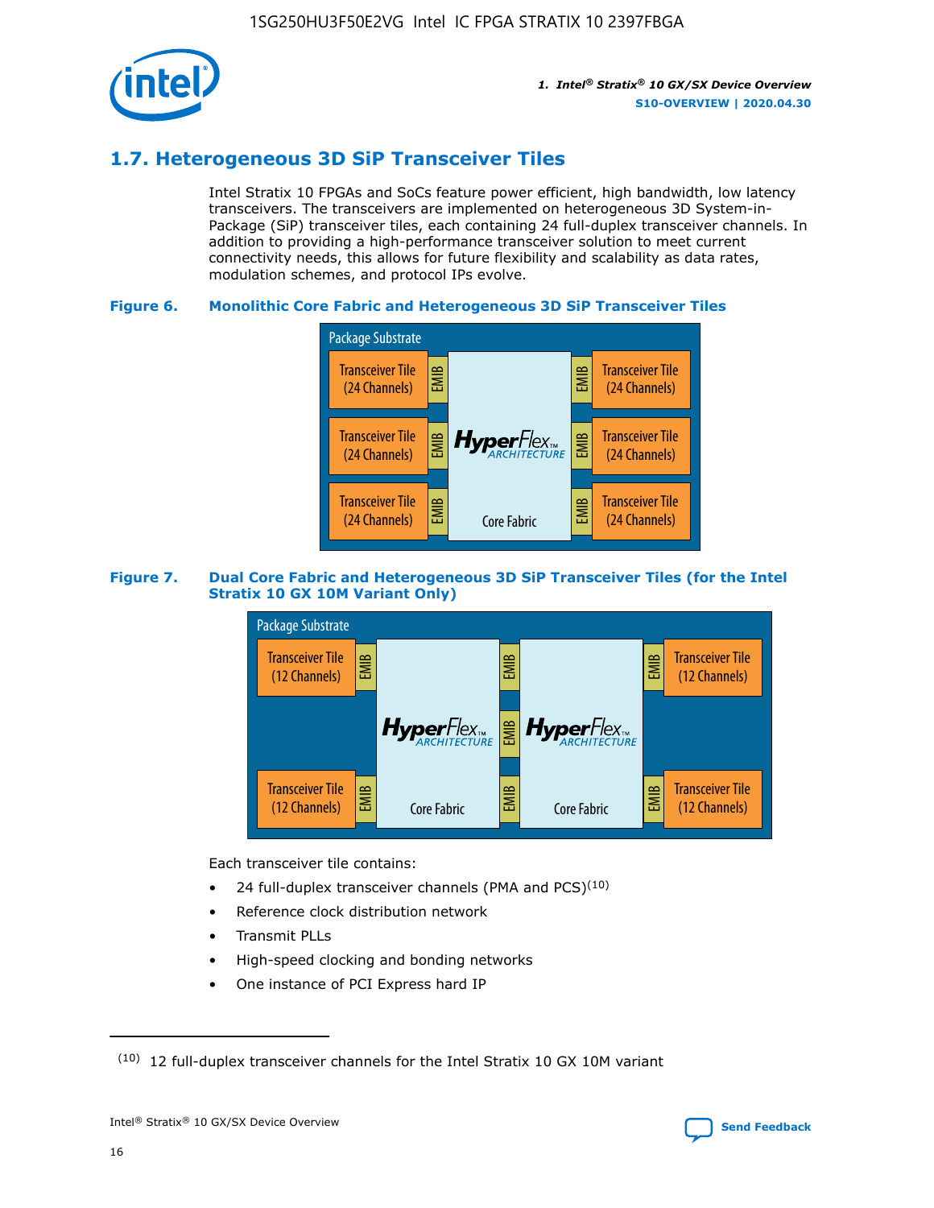## 1.7. Heterogeneous 3D SiP Transceiver Tiles

Intel Stratix 10 FPGAs and SoCs feature power efficient, high bandwidth, low latency transceivers. The transceivers are implemented on heterogeneous 3D System-in-Package (SiP) transceiver tiles, each containing 24 full-duplex transceiver channels. In addition to providing a high-performance transceiver solution to meet current connectivity needs, this allows for future flexibility and scalability as data rates, modulation schemes, and protocol IPs evolve.

**Figure 6. Monolithic Core Fabric and Heterogeneous 3D SiP Transceiver Tiles**

Package Substrate

Transceiver Tile (24 Channels) | EMIB | HyperFlex ARCHITECTURE Core Fabric | EMIB | Transceiver Tile (24 Channels)

Transceiver Tile (24 Channels) | EMIB | | EMIB | Transceiver Tile (24 Channels)

Transceiver Tile (24 Channels) | EMIB | | EMIB | Transceiver Tile (24 Channels)

**Figure 7. Dual Core Fabric and Heterogeneous 3D SiP Transceiver Tiles (for the Intel Stratix 10 GX 10M Variant Only)**

Package Substrate

Transceiver Tile (12 Channels) | EMIB | HyperFlex ARCHITECTURE Core Fabric | EMIB | HyperFlex ARCHITECTURE Core Fabric | EMIB | Transceiver Tile (12 Channels)

Transceiver Tile (12 Channels) | EMIB | | EMIB | | EMIB | Transceiver Tile (12 Channels)

Each transceiver tile contains:

- 24 full-duplex transceiver channels (PMA and PCS)(10)
- Reference clock distribution network
- Transmit PLLs
- High-speed clocking and bonding networks
- One instance of PCI Express hard IP

(10) 12 full-duplex transceiver channels for the Intel Stratix 10 GX 10M variant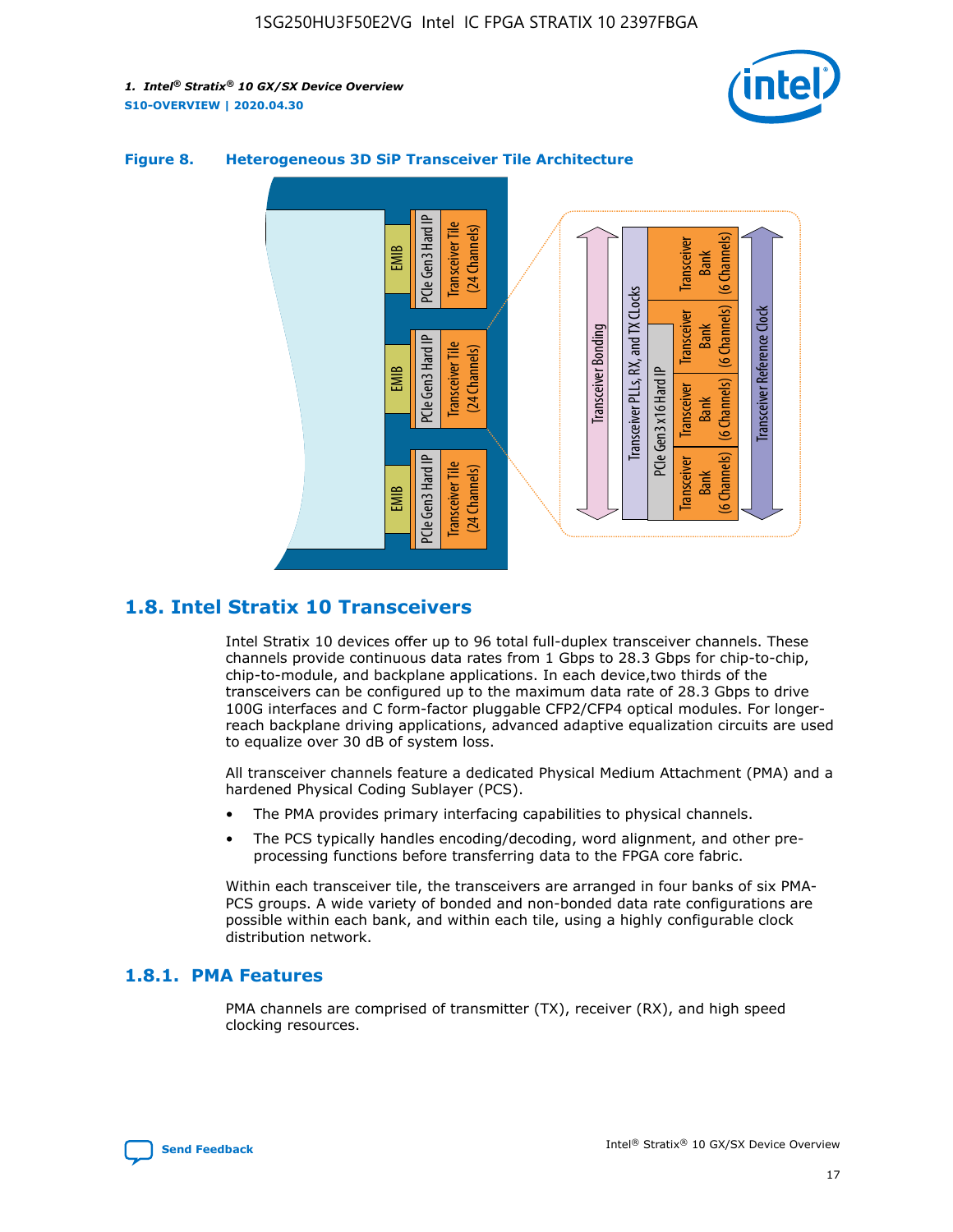**Figure 8. Heterogeneous 3D SiP Transceiver Tile Architecture**

## 1.8. Intel Stratix 10 Transceivers

Intel Stratix 10 devices offer up to 96 total full-duplex transceiver channels. These channels provide continuous data rates from 1 Gbps to 28.3 Gbps for chip-to-chip, chip-to-module, and backplane applications. In each device,two thirds of the transceivers can be configured up to the maximum data rate of 28.3 Gbps to drive 100G interfaces and C form-factor pluggable CFP2/CFP4 optical modules. For longer-reach backplane driving applications, advanced adaptive equalization circuits are used to equalize over 30 dB of system loss.

All transceiver channels feature a dedicated Physical Medium Attachment (PMA) and a hardened Physical Coding Sublayer (PCS).

- The PMA provides primary interfacing capabilities to physical channels.
- The PCS typically handles encoding/decoding, word alignment, and other pre-processing functions before transferring data to the FPGA core fabric.

Within each transceiver tile, the transceivers are arranged in four banks of six PMA-PCS groups. A wide variety of bonded and non-bonded data rate configurations are possible within each bank, and within each tile, using a highly configurable clock distribution network.

### 1.8.1. PMA Features

PMA channels are comprised of transmitter (TX), receiver (RX), and high speed clocking resources.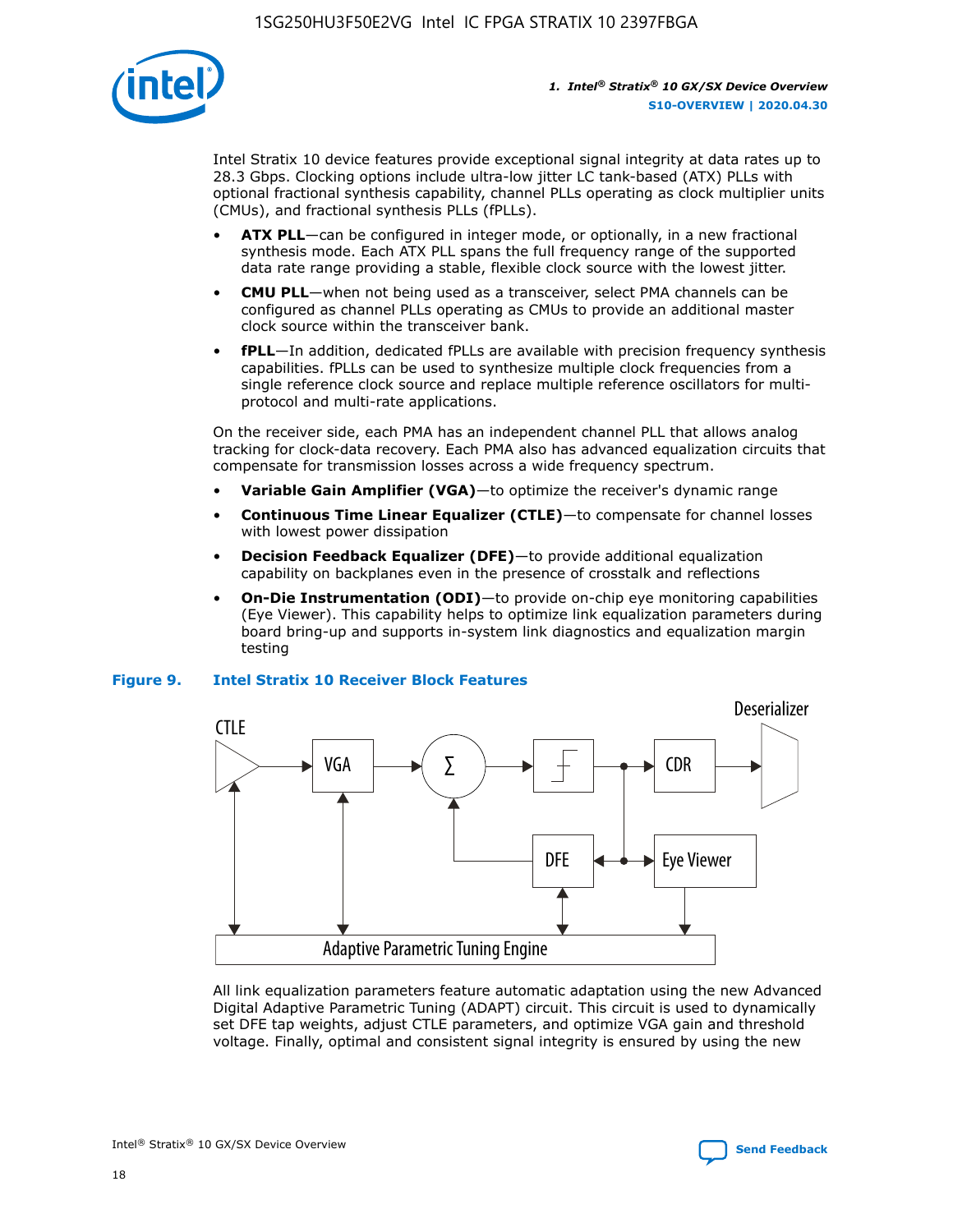Intel Stratix 10 device features provide exceptional signal integrity at data rates up to 28.3 Gbps. Clocking options include ultra-low jitter LC tank-based (ATX) PLLs with optional fractional synthesis capability, channel PLLs operating as clock multiplier units (CMUs), and fractional synthesis PLLs (fPLLs).

- **ATX PLL**—can be configured in integer mode, or optionally, in a new fractional synthesis mode. Each ATX PLL spans the full frequency range of the supported data rate range providing a stable, flexible clock source with the lowest jitter.
- **CMU PLL**—when not being used as a transceiver, select PMA channels can be configured as channel PLLs operating as CMUs to provide an additional master clock source within the transceiver bank.
- **fPLL**—In addition, dedicated fPLLs are available with precision frequency synthesis capabilities. fPLLs can be used to synthesize multiple clock frequencies from a single reference clock source and replace multiple reference oscillators for multi-protocol and multi-rate applications.

On the receiver side, each PMA has an independent channel PLL that allows analog tracking for clock-data recovery. Each PMA also has advanced equalization circuits that compensate for transmission losses across a wide frequency spectrum.

- **Variable Gain Amplifier (VGA)**—to optimize the receiver's dynamic range
- **Continuous Time Linear Equalizer (CTLE)**—to compensate for channel losses with lowest power dissipation
- **Decision Feedback Equalizer (DFE)**—to provide additional equalization capability on backplanes even in the presence of crosstalk and reflections
- **On-Die Instrumentation (ODI)**—to provide on-chip eye monitoring capabilities (Eye Viewer). This capability helps to optimize link equalization parameters during board bring-up and supports in-system link diagnostics and equalization margin testing

**Figure 9. Intel Stratix 10 Receiver Block Features**

All link equalization parameters feature automatic adaptation using the new Advanced Digital Adaptive Parametric Tuning (ADAPT) circuit. This circuit is used to dynamically set DFE tap weights, adjust CTLE parameters, and optimize VGA gain and threshold voltage. Finally, optimal and consistent signal integrity is ensured by using the new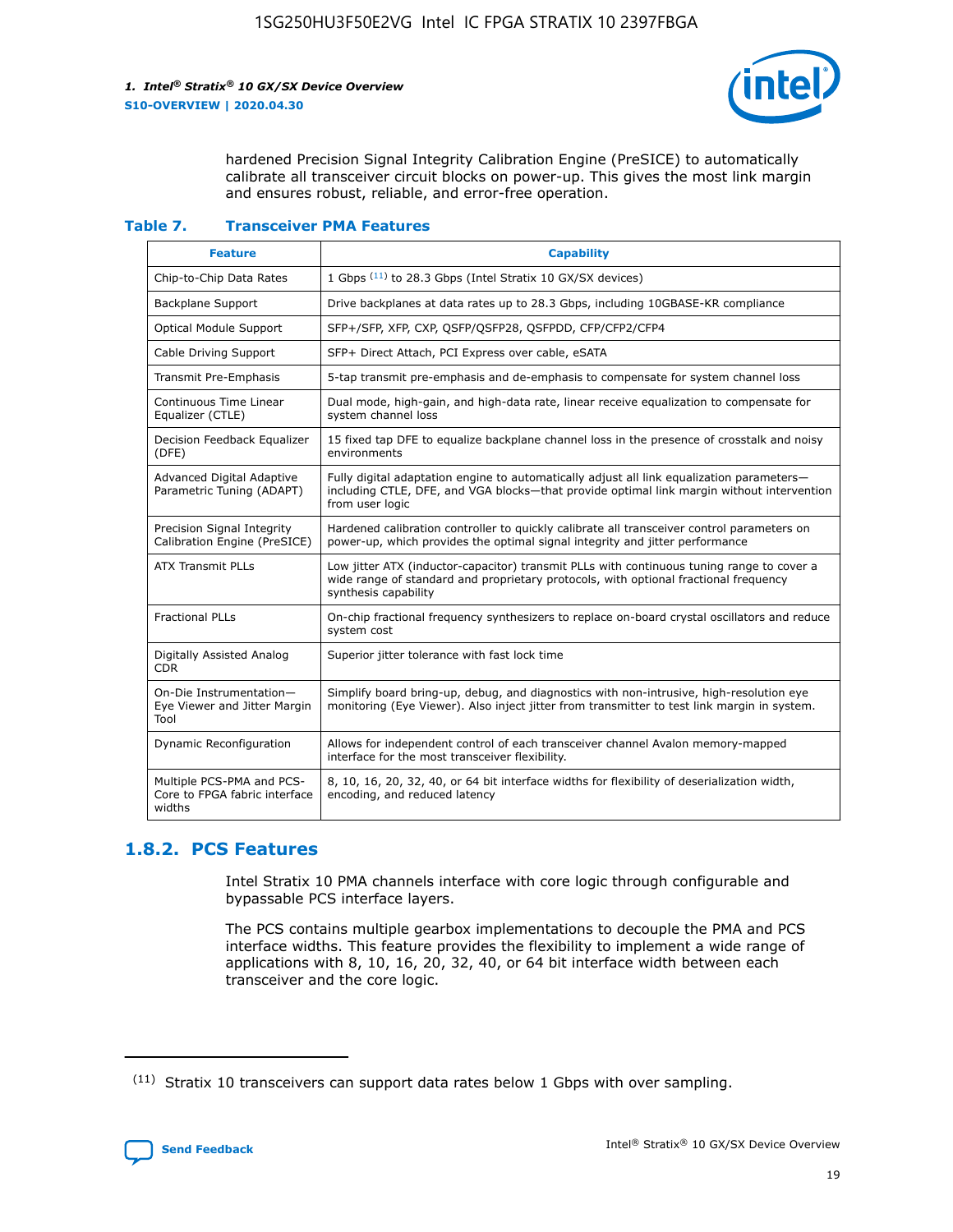hardened Precision Signal Integrity Calibration Engine (PreSICE) to automatically calibrate all transceiver circuit blocks on power-up. This gives the most link margin and ensures robust, reliable, and error-free operation.

**Table 7. Transceiver PMA Features**

| Feature | Capability |
| --- | --- |
| Chip-to-Chip Data Rates | 1 Gbps [11] to 28.3 Gbps (Intel Stratix 10 GX/SX devices) |
| Backplane Support | Drive backplanes at data rates up to 28.3 Gbps, including 10GBASE-KR compliance |
| Optical Module Support | SFP+/SFP, XFP, CXP, QSFP/QSFP28, QSFPDD, CFP/CFP2/CFP4 |
| Cable Driving Support | SFP+ Direct Attach, PCI Express over cable, eSATA |
| Transmit Pre-Emphasis | 5-tap transmit pre-emphasis and de-emphasis to compensate for system channel loss |
| Continuous Time Linear Equalizer (CTLE) | Dual mode, high-gain, and high-data rate, linear receive equalization to compensate for system channel loss |
| Decision Feedback Equalizer (DFE) | 15 fixed tap DFE to equalize backplane channel loss in the presence of crosstalk and noisy environments |
| Advanced Digital Adaptive Parametric Tuning (ADAPT) | Fully digital adaptation engine to automatically adjust all link equalization parameters—including CTLE, DFE, and VGA blocks—that provide optimal link margin without intervention from user logic |
| Precision Signal Integrity Calibration Engine (PreSICE) | Hardened calibration controller to quickly calibrate all transceiver control parameters on power-up, which provides the optimal signal integrity and jitter performance |
| ATX Transmit PLLs | Low jitter ATX (inductor-capacitor) transmit PLLs with continuous tuning range to cover a wide range of standard and proprietary protocols, with optional fractional frequency synthesis capability |
| Fractional PLLs | On-chip fractional frequency synthesizers to replace on-board crystal oscillators and reduce system cost |
| Digitally Assisted Analog CDR | Superior jitter tolerance with fast lock time |
| On-Die Instrumentation—Eye Viewer and Jitter Margin Tool | Simplify board bring-up, debug, and diagnostics with non-intrusive, high-resolution eye monitoring (Eye Viewer). Also inject jitter from transmitter to test link margin in system. |
| Dynamic Reconfiguration | Allows for independent control of each transceiver channel Avalon memory-mapped interface for the most transceiver flexibility. |
| Multiple PCS-PMA and PCS-Core to FPGA fabric interface widths | 8, 10, 16, 20, 32, 40, or 64 bit interface widths for flexibility of deserialization width, encoding, and reduced latency |

## 1.8.2. PCS Features

Intel Stratix 10 PMA channels interface with core logic through configurable and bypassable PCS interface layers.

The PCS contains multiple gearbox implementations to decouple the PMA and PCS interface widths. This feature provides the flexibility to implement a wide range of applications with 8, 10, 16, 20, 32, 40, or 64 bit interface width between each transceiver and the core logic.

(11) Stratix 10 transceivers can support data rates below 1 Gbps with over sampling.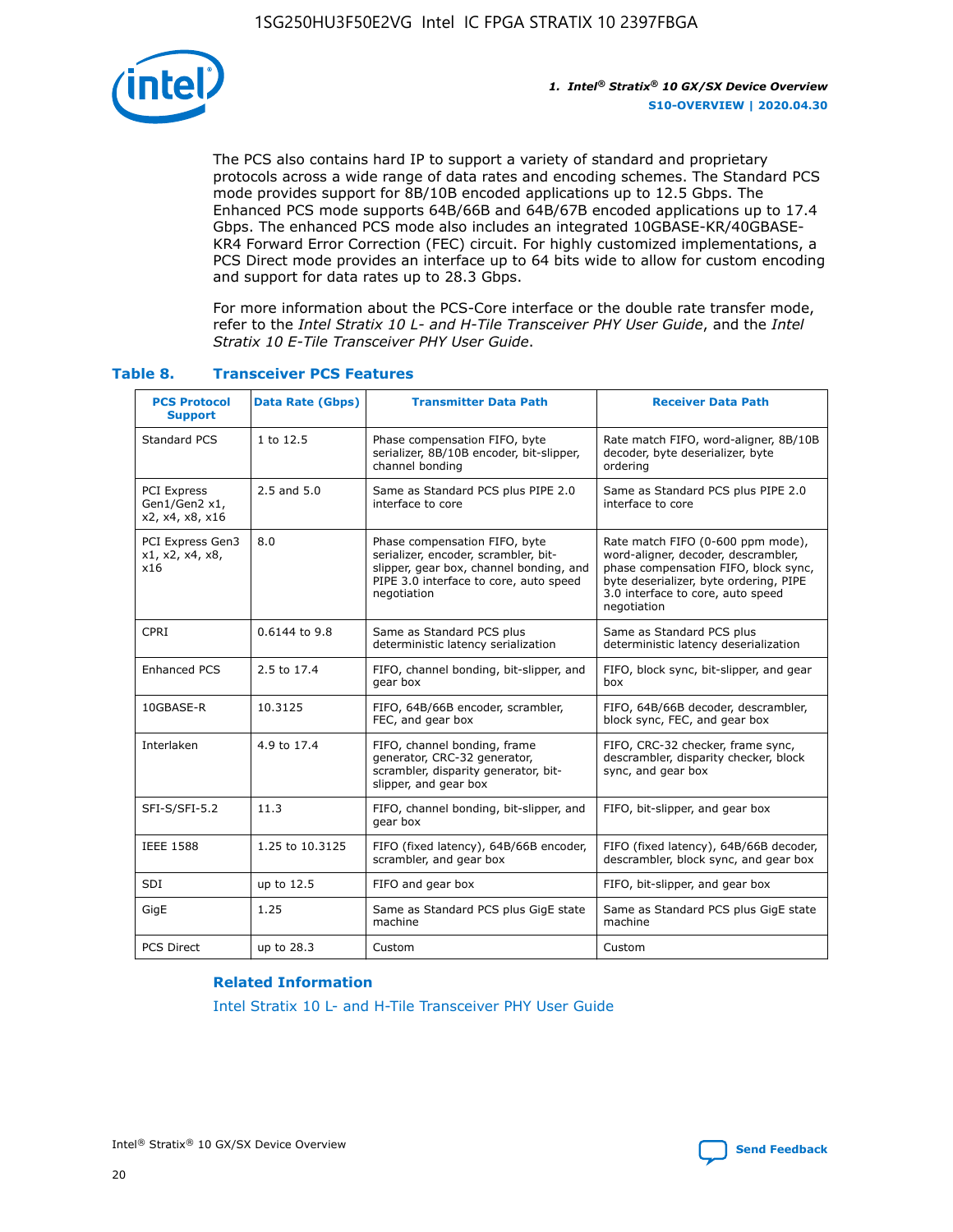The PCS also contains hard IP to support a variety of standard and proprietary protocols across a wide range of data rates and encoding schemes. The Standard PCS mode provides support for 8B/10B encoded applications up to 12.5 Gbps. The Enhanced PCS mode supports 64B/66B and 64B/67B encoded applications up to 17.4 Gbps. The enhanced PCS mode also includes an integrated 10GBASE-KR/40GBASE-KR4 Forward Error Correction (FEC) circuit. For highly customized implementations, a PCS Direct mode provides an interface up to 64 bits wide to allow for custom encoding and support for data rates up to 28.3 Gbps.

For more information about the PCS-Core interface or the double rate transfer mode, refer to the *Intel Stratix 10 L- and H-Tile Transceiver PHY User Guide*, and the *Intel Stratix 10 E-Tile Transceiver PHY User Guide*.

### Table 8. Transceiver PCS Features

| PCS Protocol Support | Data Rate (Gbps) | Transmitter Data Path | Receiver Data Path |
|---|---|---|---|
| Standard PCS | 1 to 12.5 | Phase compensation FIFO, byte serializer, 8B/10B encoder, bit-slipper, channel bonding | Rate match FIFO, word-aligner, 8B/10B decoder, byte deserializer, byte ordering |
| PCI Express Gen1/Gen2 x1, x2, x4, x8, x16 | 2.5 and 5.0 | Same as Standard PCS plus PIPE 2.0 interface to core | Same as Standard PCS plus PIPE 2.0 interface to core |
| PCI Express Gen3 x1, x2, x4, x8, x16 | 8.0 | Phase compensation FIFO, byte serializer, encoder, scrambler, bit-slipper, gear box, channel bonding, and PIPE 3.0 interface to core, auto speed negotiation | Rate match FIFO (0-600 ppm mode), word-aligner, decoder, descrambler, phase compensation FIFO, block sync, byte deserializer, byte ordering, PIPE 3.0 interface to core, auto speed negotiation |
| CPRI | 0.6144 to 9.8 | Same as Standard PCS plus deterministic latency serialization | Same as Standard PCS plus deterministic latency deserialization |
| Enhanced PCS | 2.5 to 17.4 | FIFO, channel bonding, bit-slipper, and gear box | FIFO, block sync, bit-slipper, and gear box |
| 10GBASE-R | 10.3125 | FIFO, 64B/66B encoder, scrambler, FEC, and gear box | FIFO, 64B/66B decoder, descrambler, block sync, FEC, and gear box |
| Interlaken | 4.9 to 17.4 | FIFO, channel bonding, frame generator, CRC-32 generator, scrambler, disparity generator, bit-slipper, and gear box | FIFO, CRC-32 checker, frame sync, descrambler, disparity checker, block sync, and gear box |
| SFI-S/SFI-5.2 | 11.3 | FIFO, channel bonding, bit-slipper, and gear box | FIFO, bit-slipper, and gear box |
| IEEE 1588 | 1.25 to 10.3125 | FIFO (fixed latency), 64B/66B encoder, scrambler, and gear box | FIFO (fixed latency), 64B/66B decoder, descrambler, block sync, and gear box |
| SDI | up to 12.5 | FIFO and gear box | FIFO, bit-slipper, and gear box |
| GigE | 1.25 | Same as Standard PCS plus GigE state machine | Same as Standard PCS plus GigE state machine |
| PCS Direct | up to 28.3 | Custom | Custom |

#### Related Information

Intel Stratix 10 L- and H-Tile Transceiver PHY User Guide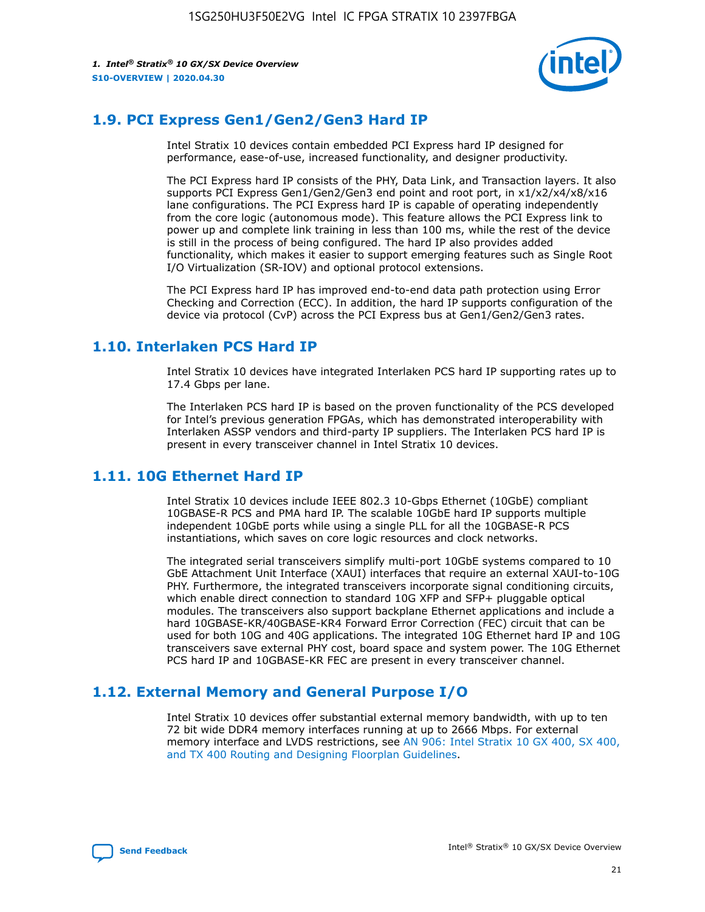## 1.9. PCI Express Gen1/Gen2/Gen3 Hard IP

Intel Stratix 10 devices contain embedded PCI Express hard IP designed for performance, ease-of-use, increased functionality, and designer productivity.

The PCI Express hard IP consists of the PHY, Data Link, and Transaction layers. It also supports PCI Express Gen1/Gen2/Gen3 end point and root port, in x1/x2/x4/x8/x16 lane configurations. The PCI Express hard IP is capable of operating independently from the core logic (autonomous mode). This feature allows the PCI Express link to power up and complete link training in less than 100 ms, while the rest of the device is still in the process of being configured. The hard IP also provides added functionality, which makes it easier to support emerging features such as Single Root I/O Virtualization (SR-IOV) and optional protocol extensions.

The PCI Express hard IP has improved end-to-end data path protection using Error Checking and Correction (ECC). In addition, the hard IP supports configuration of the device via protocol (CvP) across the PCI Express bus at Gen1/Gen2/Gen3 rates.

## 1.10. Interlaken PCS Hard IP

Intel Stratix 10 devices have integrated Interlaken PCS hard IP supporting rates up to 17.4 Gbps per lane.

The Interlaken PCS hard IP is based on the proven functionality of the PCS developed for Intel's previous generation FPGAs, which has demonstrated interoperability with Interlaken ASSP vendors and third-party IP suppliers. The Interlaken PCS hard IP is present in every transceiver channel in Intel Stratix 10 devices.

## 1.11. 10G Ethernet Hard IP

Intel Stratix 10 devices include IEEE 802.3 10-Gbps Ethernet (10GbE) compliant 10GBASE-R PCS and PMA hard IP. The scalable 10GbE hard IP supports multiple independent 10GbE ports while using a single PLL for all the 10GBASE-R PCS instantiations, which saves on core logic resources and clock networks.

The integrated serial transceivers simplify multi-port 10GbE systems compared to 10 GbE Attachment Unit Interface (XAUI) interfaces that require an external XAUI-to-10G PHY. Furthermore, the integrated transceivers incorporate signal conditioning circuits, which enable direct connection to standard 10G XFP and SFP+ pluggable optical modules. The transceivers also support backplane Ethernet applications and include a hard 10GBASE-KR/40GBASE-KR4 Forward Error Correction (FEC) circuit that can be used for both 10G and 40G applications. The integrated 10G Ethernet hard IP and 10G transceivers save external PHY cost, board space and system power. The 10G Ethernet PCS hard IP and 10GBASE-KR FEC are present in every transceiver channel.

## 1.12. External Memory and General Purpose I/O

Intel Stratix 10 devices offer substantial external memory bandwidth, with up to ten 72 bit wide DDR4 memory interfaces running at up to 2666 Mbps. For external memory interface and LVDS restrictions, see AN 906: Intel Stratix 10 GX 400, SX 400, and TX 400 Routing and Designing Floorplan Guidelines.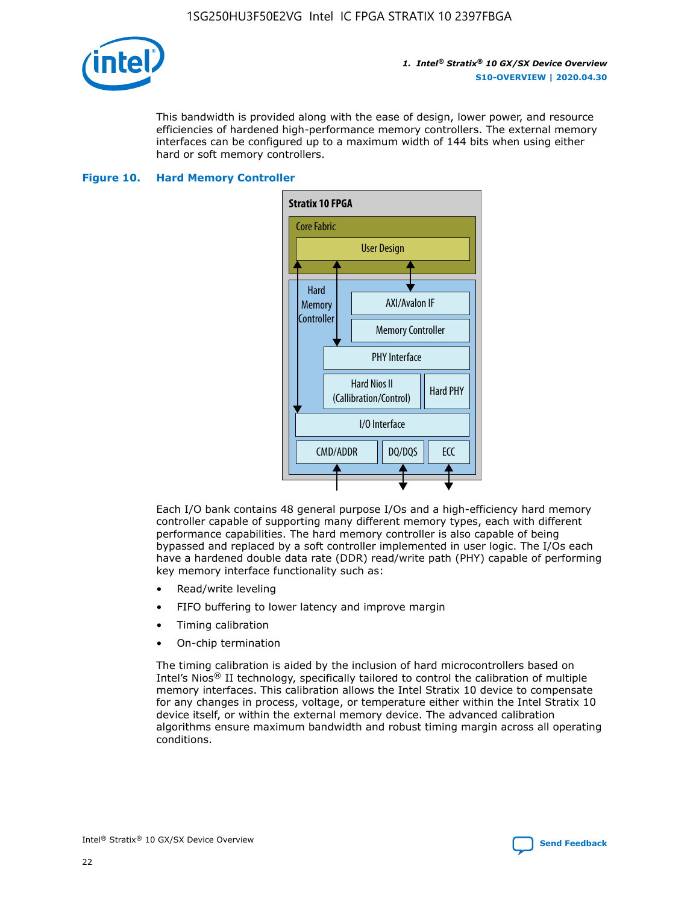This bandwidth is provided along with the ease of design, lower power, and resource efficiencies of hardened high-performance memory controllers. The external memory interfaces can be configured up to a maximum width of 144 bits when using either hard or soft memory controllers.

**Figure 10. Hard Memory Controller**

Stratix 10 FPGA

Core Fabric

User Design

Hard Memory Controller

AXI/Avalon IF

Memory Controller

PHY Interface

Hard Nios II (Callibration/Control)

Hard PHY

I/O Interface

CMD/ADDR

DQ/DQS

ECC

Each I/O bank contains 48 general purpose I/Os and a high-efficiency hard memory controller capable of supporting many different memory types, each with different performance capabilities. The hard memory controller is also capable of being bypassed and replaced by a soft controller implemented in user logic. The I/Os each have a hardened double data rate (DDR) read/write path (PHY) capable of performing key memory interface functionality such as:

- Read/write leveling
- FIFO buffering to lower latency and improve margin
- Timing calibration
- On-chip termination

The timing calibration is aided by the inclusion of hard microcontrollers based on Intel's Nios® II technology, specifically tailored to control the calibration of multiple memory interfaces. This calibration allows the Intel Stratix 10 device to compensate for any changes in process, voltage, or temperature either within the Intel Stratix 10 device itself, or within the external memory device. The advanced calibration algorithms ensure maximum bandwidth and robust timing margin across all operating conditions.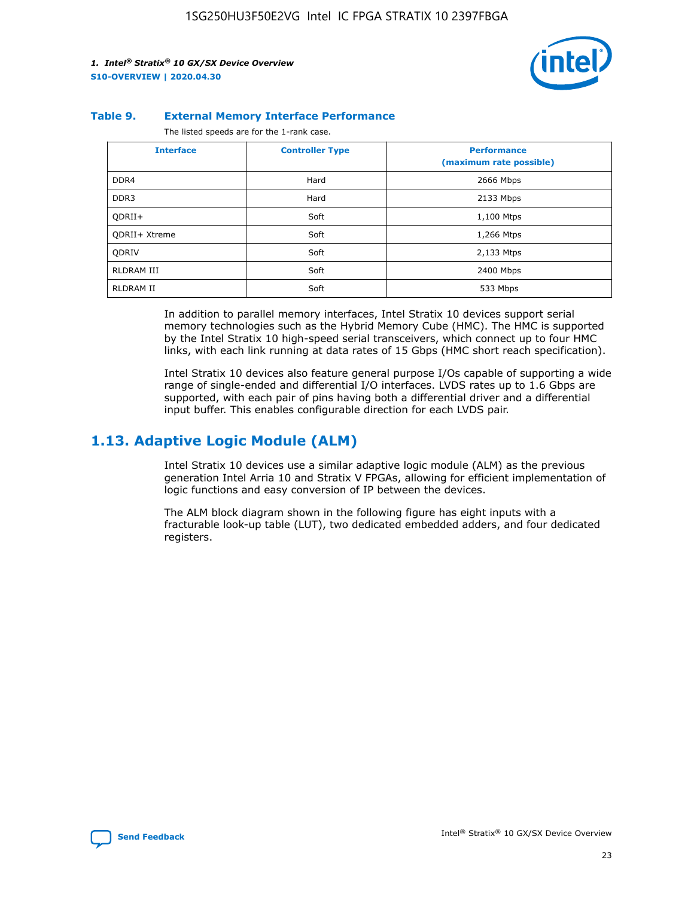**Table 9. External Memory Interface Performance**

The listed speeds are for the 1-rank case.

| Interface | Controller Type | Performance (maximum rate possible) |
| --- | --- | --- |
| DDR4 | Hard | 2666 Mbps |
| DDR3 | Hard | 2133 Mbps |
| QDRII+ | Soft | 1,100 Mtps |
| QDRII+ Xtreme | Soft | 1,266 Mtps |
| QDRIV | Soft | 2,133 Mtps |
| RLDRAM III | Soft | 2400 Mbps |
| RLDRAM II | Soft | 533 Mbps |

In addition to parallel memory interfaces, Intel Stratix 10 devices support serial memory technologies such as the Hybrid Memory Cube (HMC). The HMC is supported by the Intel Stratix 10 high-speed serial transceivers, which connect up to four HMC links, with each link running at data rates of 15 Gbps (HMC short reach specification).

Intel Stratix 10 devices also feature general purpose I/Os capable of supporting a wide range of single-ended and differential I/O interfaces. LVDS rates up to 1.6 Gbps are supported, with each pair of pins having both a differential driver and a differential input buffer. This enables configurable direction for each LVDS pair.

## 1.13. Adaptive Logic Module (ALM)

Intel Stratix 10 devices use a similar adaptive logic module (ALM) as the previous generation Intel Arria 10 and Stratix V FPGAs, allowing for efficient implementation of logic functions and easy conversion of IP between the devices.

The ALM block diagram shown in the following figure has eight inputs with a fracturable look-up table (LUT), two dedicated embedded adders, and four dedicated registers.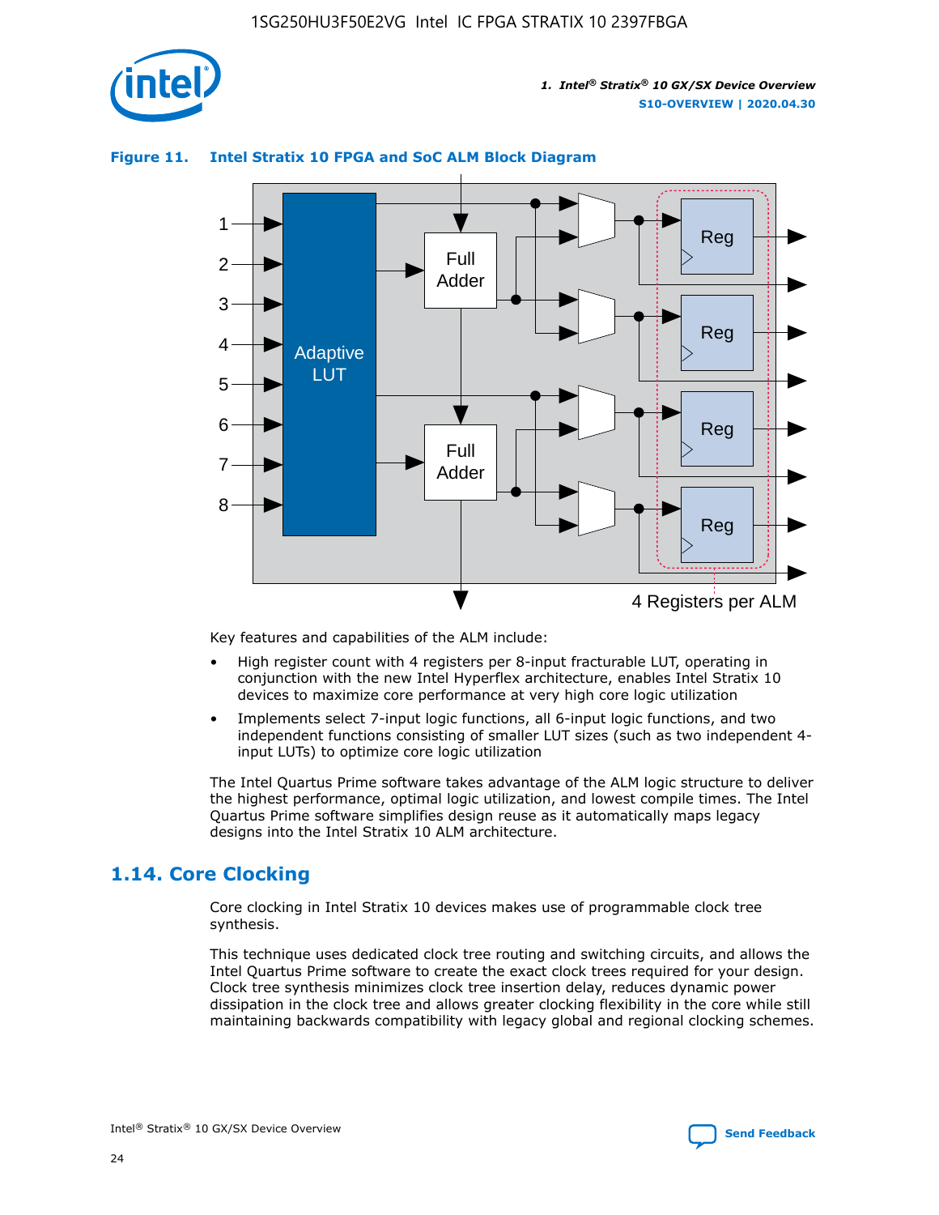**Figure 11. Intel Stratix 10 FPGA and SoC ALM Block Diagram**

Key features and capabilities of the ALM include:

- High register count with 4 registers per 8-input fracturable LUT, operating in conjunction with the new Intel Hyperflex architecture, enables Intel Stratix 10 devices to maximize core performance at very high core logic utilization
- Implements select 7-input logic functions, all 6-input logic functions, and two independent functions consisting of smaller LUT sizes (such as two independent 4-input LUTs) to optimize core logic utilization

The Intel Quartus Prime software takes advantage of the ALM logic structure to deliver the highest performance, optimal logic utilization, and lowest compile times. The Intel Quartus Prime software simplifies design reuse as it automatically maps legacy designs into the Intel Stratix 10 ALM architecture.

## 1.14. Core Clocking

Core clocking in Intel Stratix 10 devices makes use of programmable clock tree synthesis.

This technique uses dedicated clock tree routing and switching circuits, and allows the Intel Quartus Prime software to create the exact clock trees required for your design. Clock tree synthesis minimizes clock tree insertion delay, reduces dynamic power dissipation in the clock tree and allows greater clocking flexibility in the core while still maintaining backwards compatibility with legacy global and regional clocking schemes.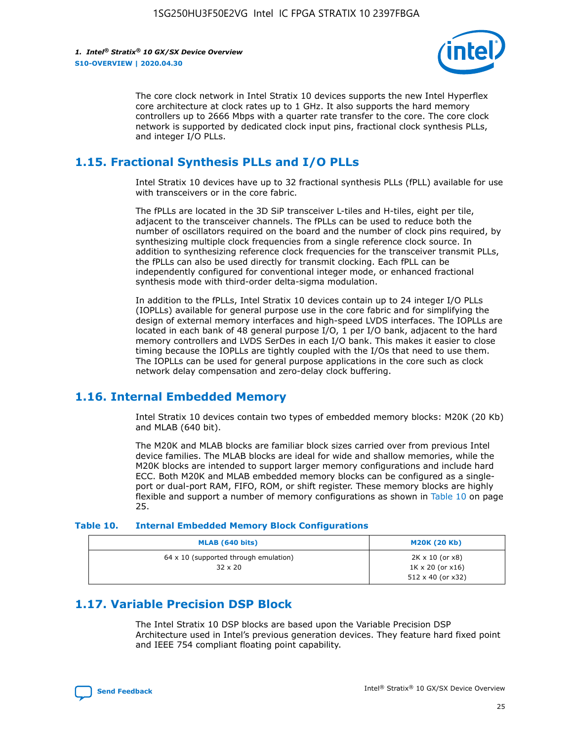The core clock network in Intel Stratix 10 devices supports the new Intel Hyperflex core architecture at clock rates up to 1 GHz. It also supports the hard memory controllers up to 2666 Mbps with a quarter rate transfer to the core. The core clock network is supported by dedicated clock input pins, fractional clock synthesis PLLs, and integer I/O PLLs.

## 1.15. Fractional Synthesis PLLs and I/O PLLs

Intel Stratix 10 devices have up to 32 fractional synthesis PLLs (fPLL) available for use with transceivers or in the core fabric.

The fPLLs are located in the 3D SiP transceiver L-tiles and H-tiles, eight per tile, adjacent to the transceiver channels. The fPLLs can be used to reduce both the number of oscillators required on the board and the number of clock pins required, by synthesizing multiple clock frequencies from a single reference clock source. In addition to synthesizing reference clock frequencies for the transceiver transmit PLLs, the fPLLs can also be used directly for transmit clocking. Each fPLL can be independently configured for conventional integer mode, or enhanced fractional synthesis mode with third-order delta-sigma modulation.

In addition to the fPLLs, Intel Stratix 10 devices contain up to 24 integer I/O PLLs (IOPLLs) available for general purpose use in the core fabric and for simplifying the design of external memory interfaces and high-speed LVDS interfaces. The IOPLLs are located in each bank of 48 general purpose I/O, 1 per I/O bank, adjacent to the hard memory controllers and LVDS SerDes in each I/O bank. This makes it easier to close timing because the IOPLLs are tightly coupled with the I/Os that need to use them. The IOPLLs can be used for general purpose applications in the core such as clock network delay compensation and zero-delay clock buffering.

## 1.16. Internal Embedded Memory

Intel Stratix 10 devices contain two types of embedded memory blocks: M20K (20 Kb) and MLAB (640 bit).

The M20K and MLAB blocks are familiar block sizes carried over from previous Intel device families. The MLAB blocks are ideal for wide and shallow memories, while the M20K blocks are intended to support larger memory configurations and include hard ECC. Both M20K and MLAB embedded memory blocks can be configured as a single-port or dual-port RAM, FIFO, ROM, or shift register. These memory blocks are highly flexible and support a number of memory configurations as shown in Table 10 on page 25.

**Table 10. Internal Embedded Memory Block Configurations**

| MLAB (640 bits) | M20K (20 Kb) |
| --- | --- |
| 64 x 10 (supported through emulation)<br>32 x 20 | 2K x 10 (or x8)<br>1K x 20 (or x16)<br>512 x 40 (or x32) |

## 1.17. Variable Precision DSP Block

The Intel Stratix 10 DSP blocks are based upon the Variable Precision DSP Architecture used in Intel's previous generation devices. They feature hard fixed point and IEEE 754 compliant floating point capability.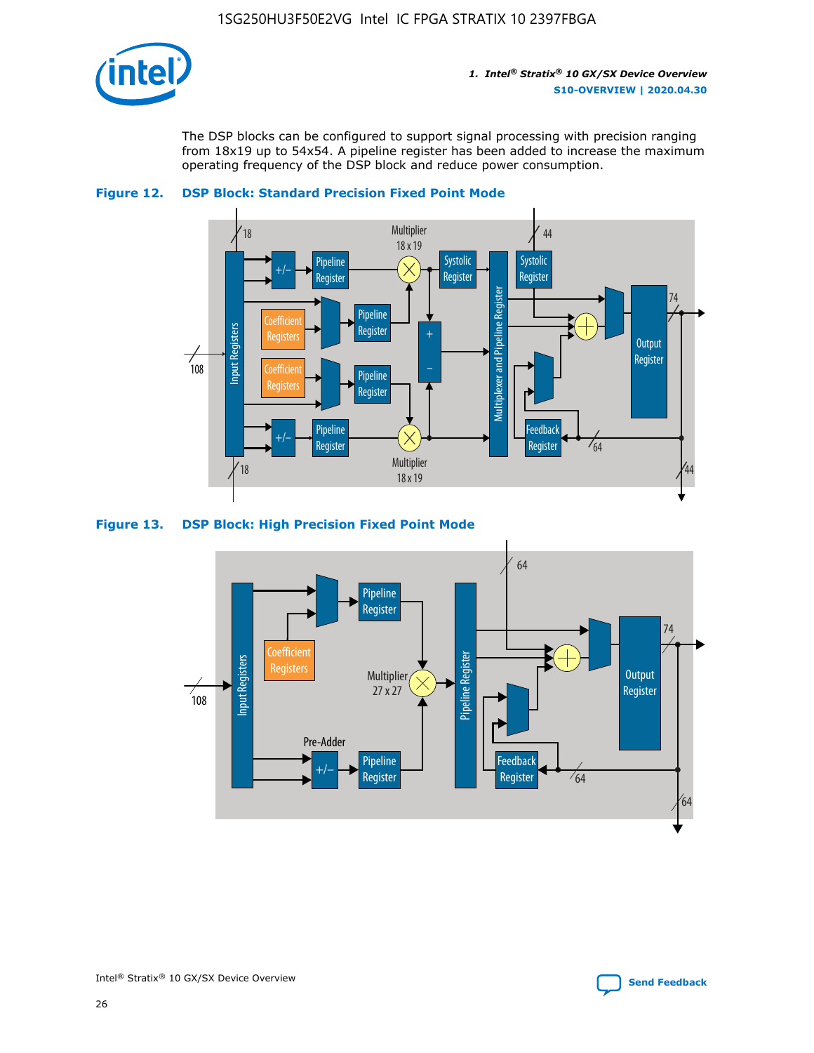The DSP blocks can be configured to support signal processing with precision ranging from 18x19 up to 54x54. A pipeline register has been added to increase the maximum operating frequency of the DSP block and reduce power consumption.

**Figure 12. DSP Block: Standard Precision Fixed Point Mode**

**Figure 13. DSP Block: High Precision Fixed Point Mode**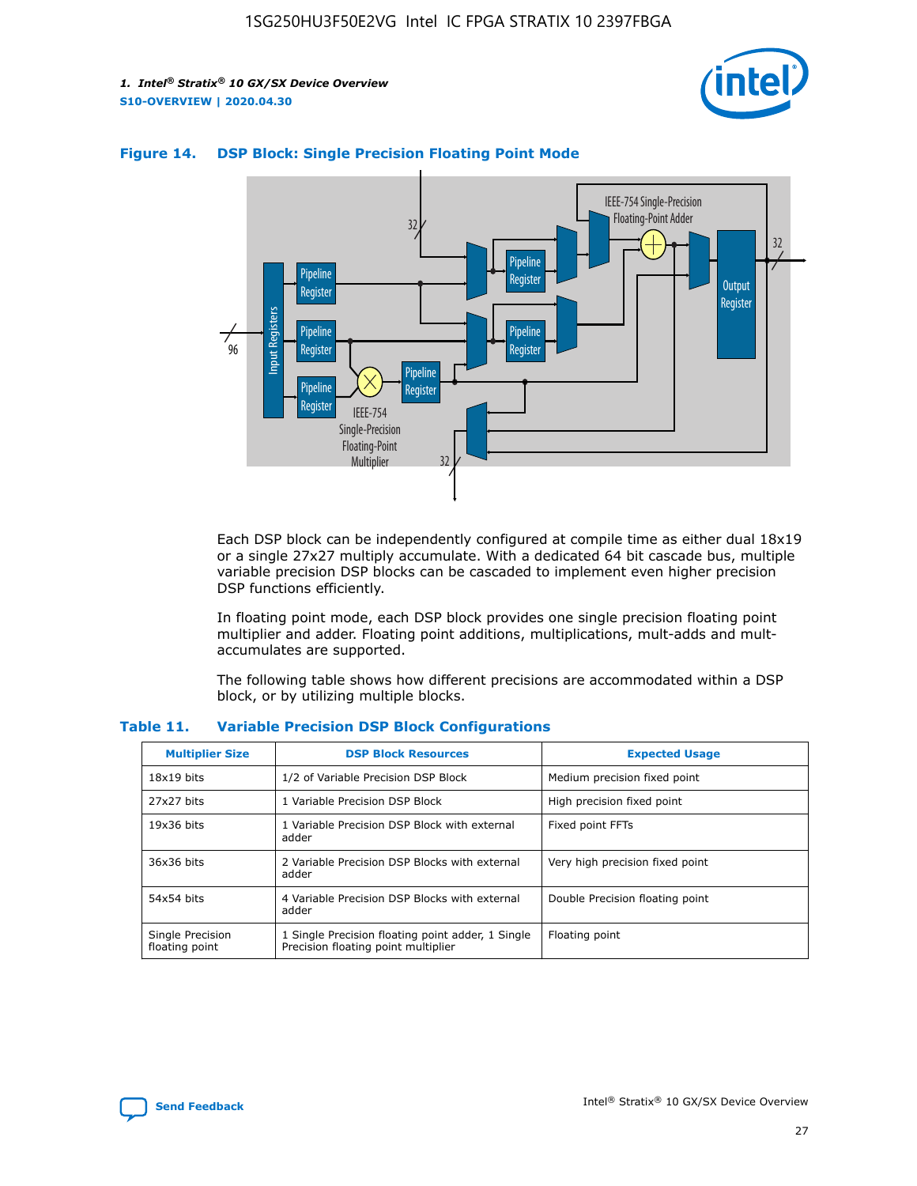**Figure 14. DSP Block: Single Precision Floating Point Mode**

Each DSP block can be independently configured at compile time as either dual 18x19 or a single 27x27 multiply accumulate. With a dedicated 64 bit cascade bus, multiple variable precision DSP blocks can be cascaded to implement even higher precision DSP functions efficiently.

In floating point mode, each DSP block provides one single precision floating point multiplier and adder. Floating point additions, multiplications, mult-adds and mult-accumulates are supported.

The following table shows how different precisions are accommodated within a DSP block, or by utilizing multiple blocks.

**Table 11. Variable Precision DSP Block Configurations**

| Multiplier Size | DSP Block Resources | Expected Usage |
|---|---|---|
| 18x19 bits | 1/2 of Variable Precision DSP Block | Medium precision fixed point |
| 27x27 bits | 1 Variable Precision DSP Block | High precision fixed point |
| 19x36 bits | 1 Variable Precision DSP Block with external adder | Fixed point FFTs |
| 36x36 bits | 2 Variable Precision DSP Blocks with external adder | Very high precision fixed point |
| 54x54 bits | 4 Variable Precision DSP Blocks with external adder | Double Precision floating point |
| Single Precision floating point | 1 Single Precision floating point adder, 1 Single Precision floating point multiplier | Floating point |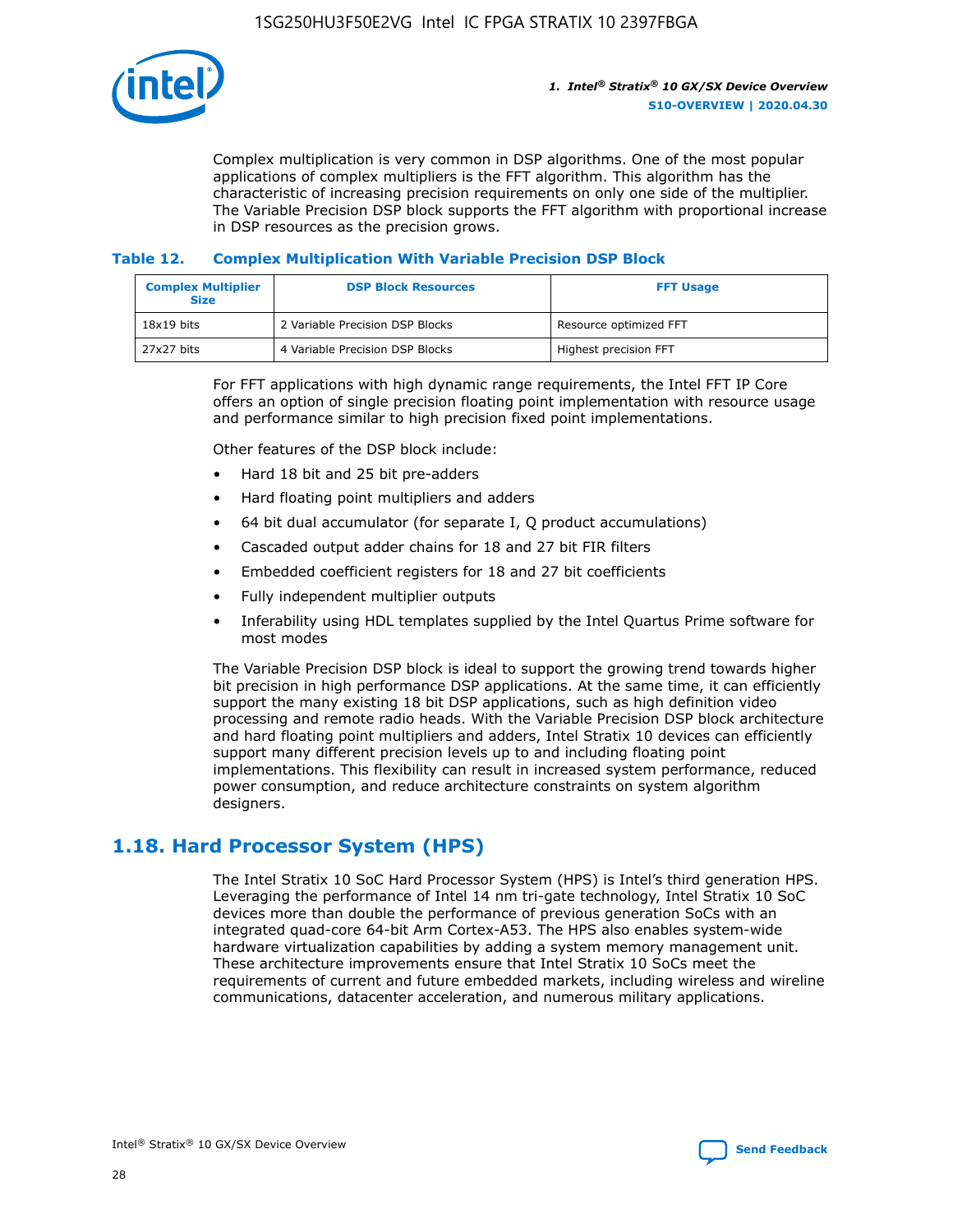Complex multiplication is very common in DSP algorithms. One of the most popular applications of complex multipliers is the FFT algorithm. This algorithm has the characteristic of increasing precision requirements on only one side of the multiplier. The Variable Precision DSP block supports the FFT algorithm with proportional increase in DSP resources as the precision grows.

### Table 12. Complex Multiplication With Variable Precision DSP Block

| Complex Multiplier Size | DSP Block Resources | FFT Usage |
| --- | --- | --- |
| 18x19 bits | 2 Variable Precision DSP Blocks | Resource optimized FFT |
| 27x27 bits | 4 Variable Precision DSP Blocks | Highest precision FFT |

For FFT applications with high dynamic range requirements, the Intel FFT IP Core offers an option of single precision floating point implementation with resource usage and performance similar to high precision fixed point implementations.

Other features of the DSP block include:

- Hard 18 bit and 25 bit pre-adders
- Hard floating point multipliers and adders
- 64 bit dual accumulator (for separate I, Q product accumulations)
- Cascaded output adder chains for 18 and 27 bit FIR filters
- Embedded coefficient registers for 18 and 27 bit coefficients
- Fully independent multiplier outputs
- Inferability using HDL templates supplied by the Intel Quartus Prime software for most modes

The Variable Precision DSP block is ideal to support the growing trend towards higher bit precision in high performance DSP applications. At the same time, it can efficiently support the many existing 18 bit DSP applications, such as high definition video processing and remote radio heads. With the Variable Precision DSP block architecture and hard floating point multipliers and adders, Intel Stratix 10 devices can efficiently support many different precision levels up to and including floating point implementations. This flexibility can result in increased system performance, reduced power consumption, and reduce architecture constraints on system algorithm designers.

## 1.18. Hard Processor System (HPS)

The Intel Stratix 10 SoC Hard Processor System (HPS) is Intel's third generation HPS. Leveraging the performance of Intel 14 nm tri-gate technology, Intel Stratix 10 SoC devices more than double the performance of previous generation SoCs with an integrated quad-core 64-bit Arm Cortex-A53. The HPS also enables system-wide hardware virtualization capabilities by adding a system memory management unit. These architecture improvements ensure that Intel Stratix 10 SoCs meet the requirements of current and future embedded markets, including wireless and wireline communications, datacenter acceleration, and numerous military applications.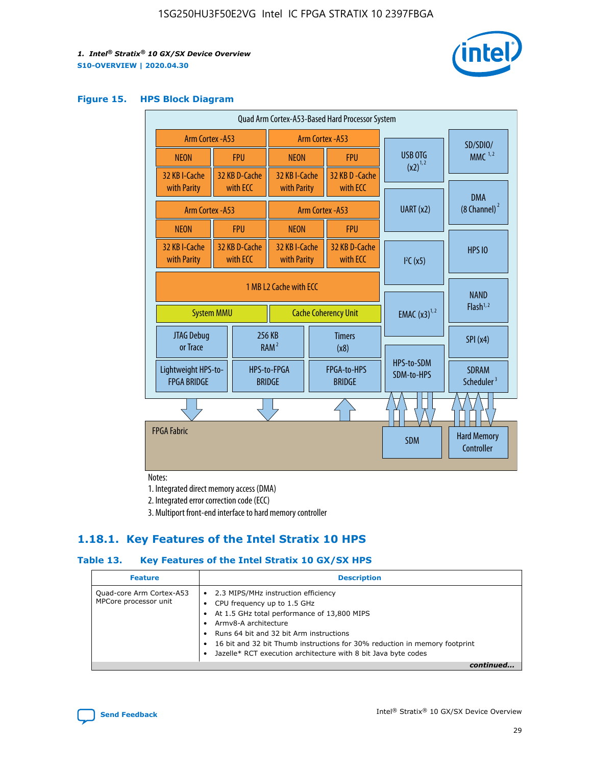### Figure 15. HPS Block Diagram

Quad Arm Cortex-A53-Based Hard Processor System

| Arm Cortex -A53 | | Arm Cortex -A53 | |
|---|---|---|---|
| NEON | FPU | NEON | FPU |
| 32 KB I-Cache with Parity | 32 KB D-Cache with ECC | 32 KB I-Cache with Parity | 32 KB D-Cache with ECC |
| Arm Cortex -A53 | | Arm Cortex -A53 | |
| NEON | FPU | NEON | FPU |
| 32 KB I-Cache with Parity | 32 KB D-Cache with ECC | 32 KB I-Cache with Parity | 32 KB D-Cache with ECC |

1 MB L2 Cache with ECC

System MMU | Cache Coherency Unit

JTAG Debug or Trace | 256 KB RAM [2] | Timers (x8)

Lightweight HPS-to-FPGA BRIDGE | HPS-to-FPGA BRIDGE | FPGA-to-HPS BRIDGE

USB OTG (x2) [1,2] | SD/SDIO/MMC [1,2] | UART (x2) | DMA (8 Channel) [2] | I²C (x5) | HPS IO | EMAC (x3) [1,2] | NAND Flash [1,2] | SPI (x4) | HPS-to-SDM SDM-to-HPS | SDRAM Scheduler [3]

FPGA Fabric | SDM | Hard Memory Controller

Notes:

1. Integrated direct memory access (DMA)
2. Integrated error correction code (ECC)
3. Multiport front-end interface to hard memory controller

## 1.18.1. Key Features of the Intel Stratix 10 HPS

### Table 13. Key Features of the Intel Stratix 10 GX/SX HPS

| Feature | Description |
|---|---|
| Quad-core Arm Cortex-A53 MPCore processor unit | • 2.3 MIPS/MHz instruction efficiency<br>• CPU frequency up to 1.5 GHz<br>• At 1.5 GHz total performance of 13,800 MIPS<br>• Armv8-A architecture<br>• Runs 64 bit and 32 bit Arm instructions<br>• 16 bit and 32 bit Thumb instructions for 30% reduction in memory footprint<br>• Jazelle* RCT execution architecture with 8 bit Java byte codes |

*continued...*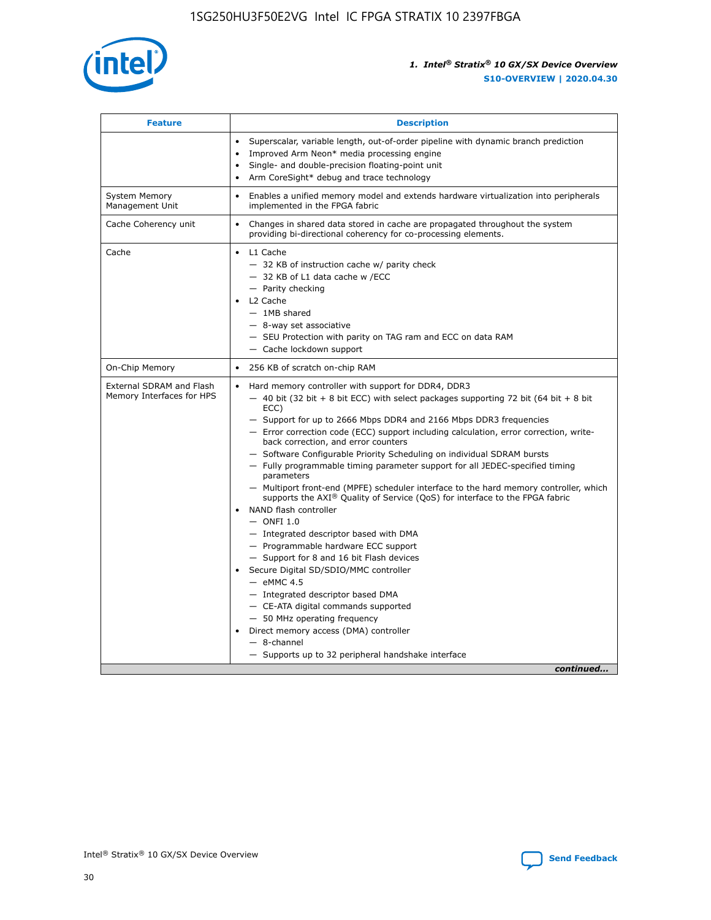| Feature | Description |
| --- | --- |
| | • Superscalar, variable length, out-of-order pipeline with dynamic branch prediction<br>• Improved Arm Neon* media processing engine<br>• Single- and double-precision floating-point unit<br>• Arm CoreSight* debug and trace technology |
| System Memory Management Unit | • Enables a unified memory model and extends hardware virtualization into peripherals implemented in the FPGA fabric |
| Cache Coherency unit | • Changes in shared data stored in cache are propagated throughout the system providing bi-directional coherency for co-processing elements. |
| Cache | • L1 Cache<br>— 32 KB of instruction cache w/ parity check<br>— 32 KB of L1 data cache w /ECC<br>— Parity checking<br>• L2 Cache<br>— 1MB shared<br>— 8-way set associative<br>— SEU Protection with parity on TAG ram and ECC on data RAM<br>— Cache lockdown support |
| On-Chip Memory | • 256 KB of scratch on-chip RAM |
| External SDRAM and Flash Memory Interfaces for HPS | • Hard memory controller with support for DDR4, DDR3<br>— 40 bit (32 bit + 8 bit ECC) with select packages supporting 72 bit (64 bit + 8 bit ECC)<br>— Support for up to 2666 Mbps DDR4 and 2166 Mbps DDR3 frequencies<br>— Error correction code (ECC) support including calculation, error correction, write-back correction, and error counters<br>— Software Configurable Priority Scheduling on individual SDRAM bursts<br>— Fully programmable timing parameter support for all JEDEC-specified timing parameters<br>— Multiport front-end (MPFE) scheduler interface to the hard memory controller, which supports the AXI® Quality of Service (QoS) for interface to the FPGA fabric<br>• NAND flash controller<br>— ONFI 1.0<br>— Integrated descriptor based with DMA<br>— Programmable hardware ECC support<br>— Support for 8 and 16 bit Flash devices<br>• Secure Digital SD/SDIO/MMC controller<br>— eMMC 4.5<br>— Integrated descriptor based DMA<br>— CE-ATA digital commands supported<br>— 50 MHz operating frequency<br>• Direct memory access (DMA) controller<br>— 8-channel<br>— Supports up to 32 peripheral handshake interface |

*continued...*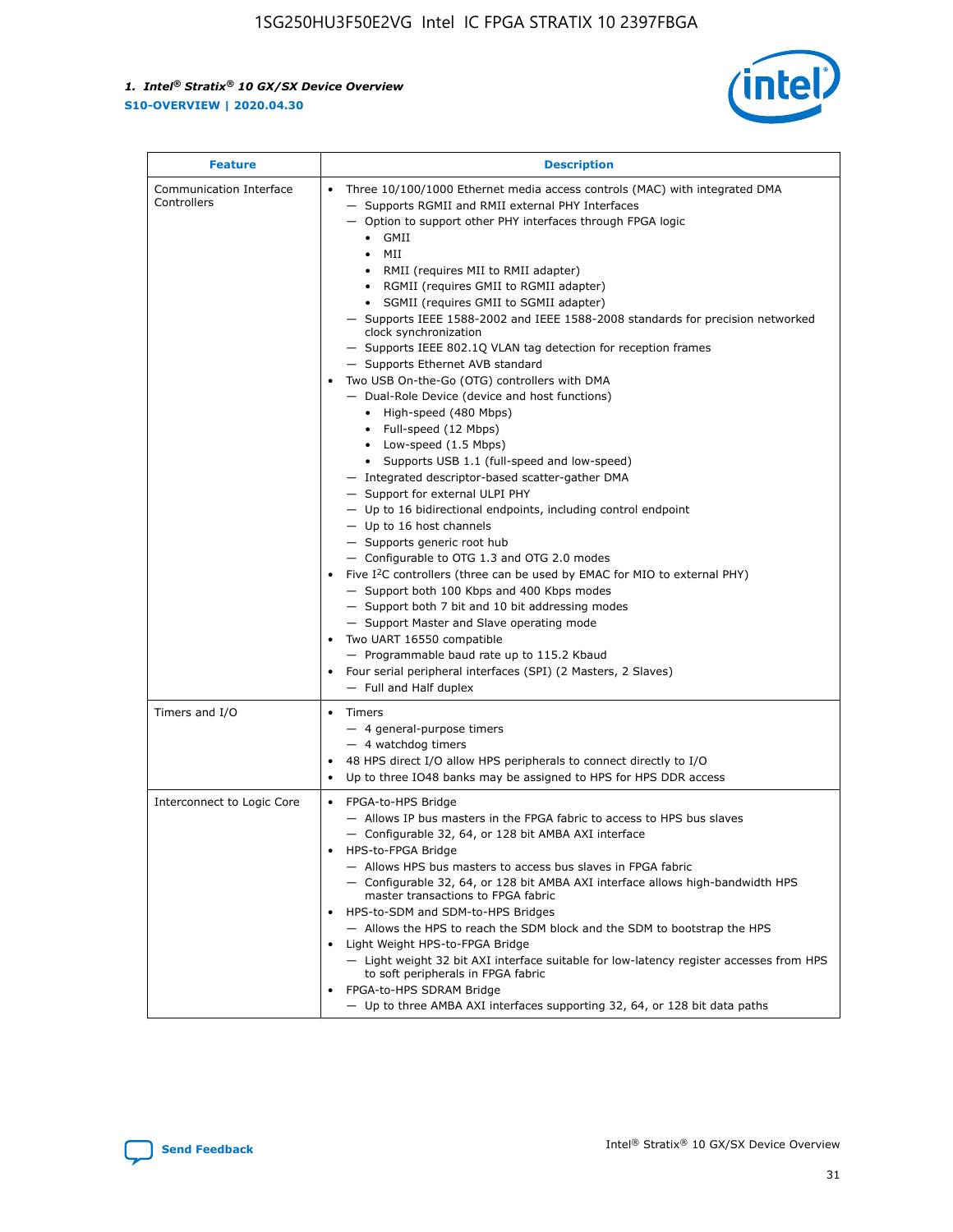| Feature | Description |
| --- | --- |
| Communication Interface Controllers | • Three 10/100/1000 Ethernet media access controls (MAC) with integrated DMA<br>— Supports RGMII and RMII external PHY Interfaces<br>— Option to support other PHY interfaces through FPGA logic<br>• GMII<br>• MII<br>• RMII (requires MII to RMII adapter)<br>• RGMII (requires GMII to RGMII adapter)<br>• SGMII (requires GMII to SGMII adapter)<br>— Supports IEEE 1588-2002 and IEEE 1588-2008 standards for precision networked clock synchronization<br>— Supports IEEE 802.1Q VLAN tag detection for reception frames<br>— Supports Ethernet AVB standard<br>• Two USB On-the-Go (OTG) controllers with DMA<br>— Dual-Role Device (device and host functions)<br>• High-speed (480 Mbps)<br>• Full-speed (12 Mbps)<br>• Low-speed (1.5 Mbps)<br>• Supports USB 1.1 (full-speed and low-speed)<br>— Integrated descriptor-based scatter-gather DMA<br>— Support for external ULPI PHY<br>— Up to 16 bidirectional endpoints, including control endpoint<br>— Up to 16 host channels<br>— Supports generic root hub<br>— Configurable to OTG 1.3 and OTG 2.0 modes<br>• Five I²C controllers (three can be used by EMAC for MIO to external PHY)<br>— Support both 100 Kbps and 400 Kbps modes<br>— Support both 7 bit and 10 bit addressing modes<br>— Support Master and Slave operating mode<br>• Two UART 16550 compatible<br>— Programmable baud rate up to 115.2 Kbaud<br>• Four serial peripheral interfaces (SPI) (2 Masters, 2 Slaves)<br>— Full and Half duplex |
| Timers and I/O | • Timers<br>— 4 general-purpose timers<br>— 4 watchdog timers<br>• 48 HPS direct I/O allow HPS peripherals to connect directly to I/O<br>• Up to three IO48 banks may be assigned to HPS for HPS DDR access |
| Interconnect to Logic Core | • FPGA-to-HPS Bridge<br>— Allows IP bus masters in the FPGA fabric to access to HPS bus slaves<br>— Configurable 32, 64, or 128 bit AMBA AXI interface<br>• HPS-to-FPGA Bridge<br>— Allows HPS bus masters to access bus slaves in FPGA fabric<br>— Configurable 32, 64, or 128 bit AMBA AXI interface allows high-bandwidth HPS master transactions to FPGA fabric<br>• HPS-to-SDM and SDM-to-HPS Bridges<br>— Allows the HPS to reach the SDM block and the SDM to bootstrap the HPS<br>• Light Weight HPS-to-FPGA Bridge<br>— Light weight 32 bit AXI interface suitable for low-latency register accesses from HPS to soft peripherals in FPGA fabric<br>• FPGA-to-HPS SDRAM Bridge<br>— Up to three AMBA AXI interfaces supporting 32, 64, or 128 bit data paths |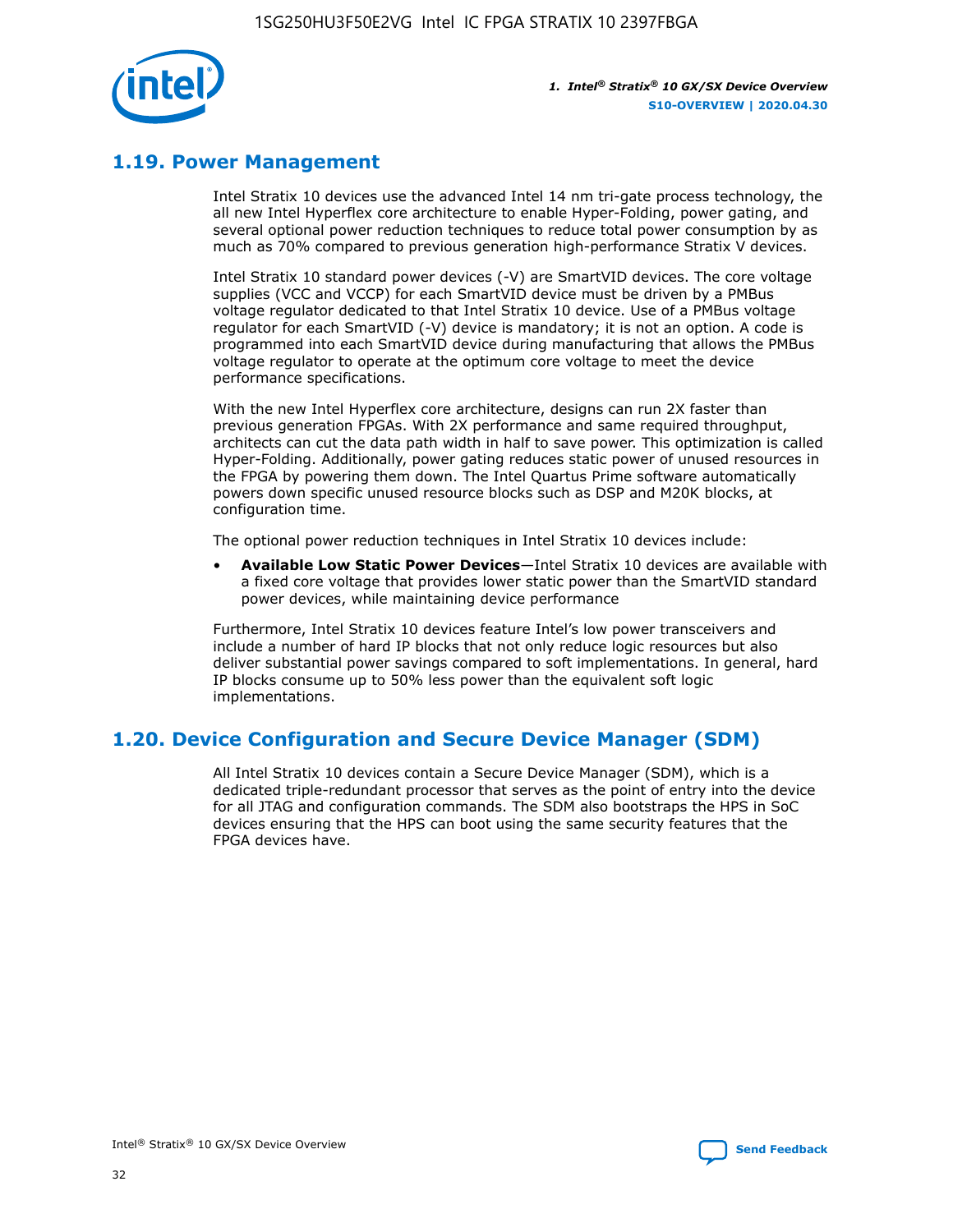## 1.19. Power Management

Intel Stratix 10 devices use the advanced Intel 14 nm tri-gate process technology, the all new Intel Hyperflex core architecture to enable Hyper-Folding, power gating, and several optional power reduction techniques to reduce total power consumption by as much as 70% compared to previous generation high-performance Stratix V devices.

Intel Stratix 10 standard power devices (-V) are SmartVID devices. The core voltage supplies (VCC and VCCP) for each SmartVID device must be driven by a PMBus voltage regulator dedicated to that Intel Stratix 10 device. Use of a PMBus voltage regulator for each SmartVID (-V) device is mandatory; it is not an option. A code is programmed into each SmartVID device during manufacturing that allows the PMBus voltage regulator to operate at the optimum core voltage to meet the device performance specifications.

With the new Intel Hyperflex core architecture, designs can run 2X faster than previous generation FPGAs. With 2X performance and same required throughput, architects can cut the data path width in half to save power. This optimization is called Hyper-Folding. Additionally, power gating reduces static power of unused resources in the FPGA by powering them down. The Intel Quartus Prime software automatically powers down specific unused resource blocks such as DSP and M20K blocks, at configuration time.

The optional power reduction techniques in Intel Stratix 10 devices include:

- **Available Low Static Power Devices**—Intel Stratix 10 devices are available with a fixed core voltage that provides lower static power than the SmartVID standard power devices, while maintaining device performance

Furthermore, Intel Stratix 10 devices feature Intel's low power transceivers and include a number of hard IP blocks that not only reduce logic resources but also deliver substantial power savings compared to soft implementations. In general, hard IP blocks consume up to 50% less power than the equivalent soft logic implementations.

## 1.20. Device Configuration and Secure Device Manager (SDM)

All Intel Stratix 10 devices contain a Secure Device Manager (SDM), which is a dedicated triple-redundant processor that serves as the point of entry into the device for all JTAG and configuration commands. The SDM also bootstraps the HPS in SoC devices ensuring that the HPS can boot using the same security features that the FPGA devices have.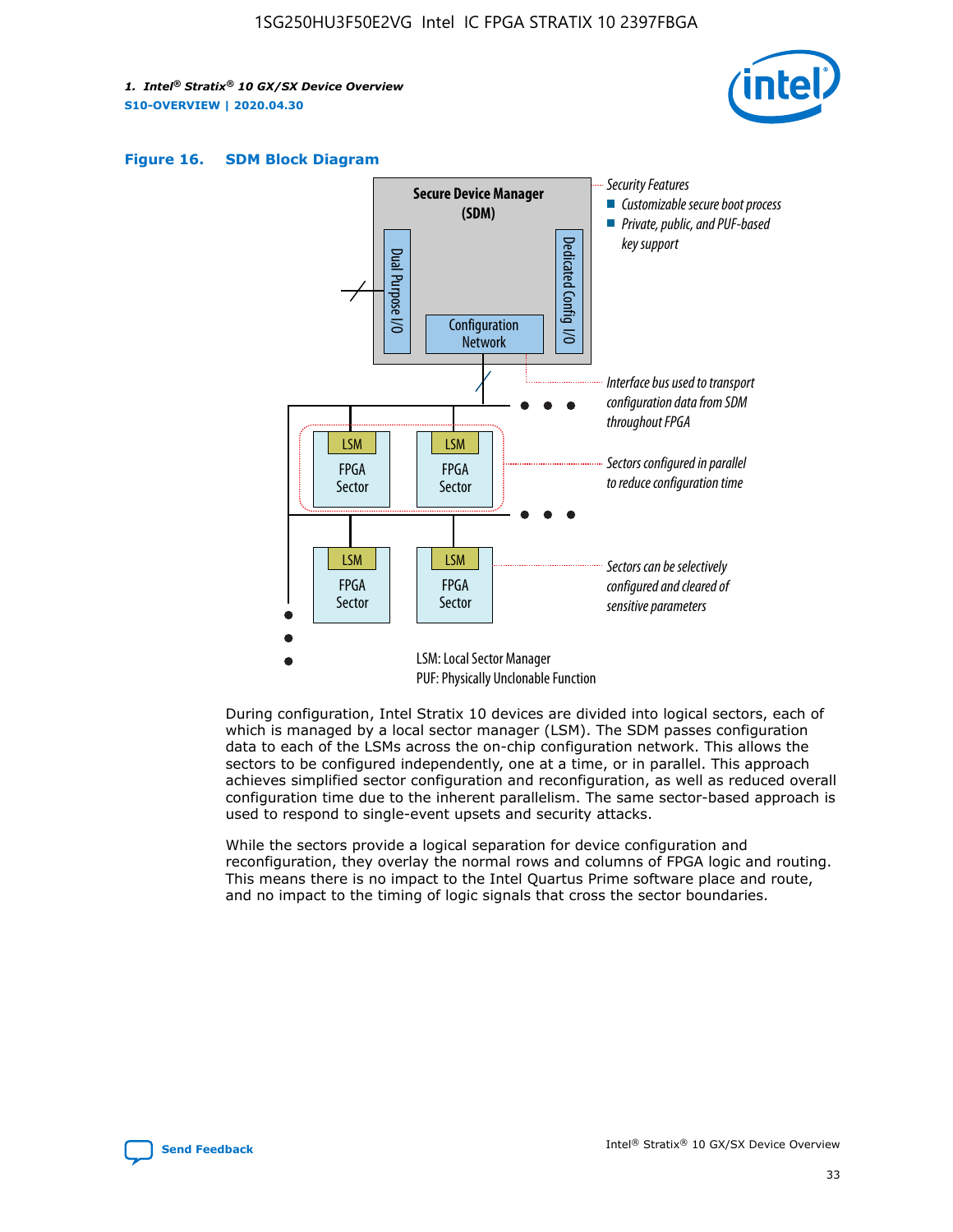Figure 16. SDM Block Diagram

Secure Device Manager (SDM)

Dual Purpose I/O

Dedicated Config I/O

Configuration Network

Security Features
- Customizable secure boot process
- Private, public, and PUF-based key support

Interface bus used to transport configuration data from SDM throughout FPGA

Sectors configured in parallel to reduce configuration time

Sectors can be selectively configured and cleared of sensitive parameters

LSM: Local Sector Manager
PUF: Physically Unclonable Function

During configuration, Intel Stratix 10 devices are divided into logical sectors, each of which is managed by a local sector manager (LSM). The SDM passes configuration data to each of the LSMs across the on-chip configuration network. This allows the sectors to be configured independently, one at a time, or in parallel. This approach achieves simplified sector configuration and reconfiguration, as well as reduced overall configuration time due to the inherent parallelism. The same sector-based approach is used to respond to single-event upsets and security attacks.

While the sectors provide a logical separation for device configuration and reconfiguration, they overlay the normal rows and columns of FPGA logic and routing. This means there is no impact to the Intel Quartus Prime software place and route, and no impact to the timing of logic signals that cross the sector boundaries.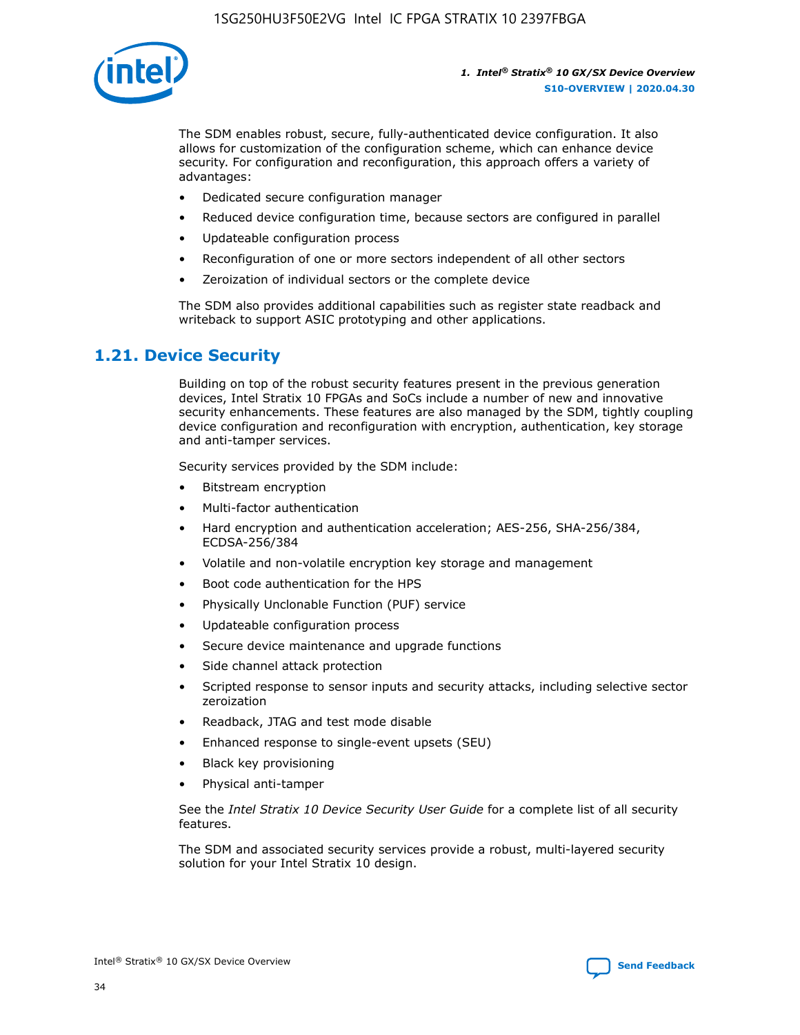The SDM enables robust, secure, fully-authenticated device configuration. It also allows for customization of the configuration scheme, which can enhance device security. For configuration and reconfiguration, this approach offers a variety of advantages:

- Dedicated secure configuration manager
- Reduced device configuration time, because sectors are configured in parallel
- Updateable configuration process
- Reconfiguration of one or more sectors independent of all other sectors
- Zeroization of individual sectors or the complete device

The SDM also provides additional capabilities such as register state readback and writeback to support ASIC prototyping and other applications.

## 1.21. Device Security

Building on top of the robust security features present in the previous generation devices, Intel Stratix 10 FPGAs and SoCs include a number of new and innovative security enhancements. These features are also managed by the SDM, tightly coupling device configuration and reconfiguration with encryption, authentication, key storage and anti-tamper services.

Security services provided by the SDM include:

- Bitstream encryption
- Multi-factor authentication
- Hard encryption and authentication acceleration; AES-256, SHA-256/384, ECDSA-256/384
- Volatile and non-volatile encryption key storage and management
- Boot code authentication for the HPS
- Physically Unclonable Function (PUF) service
- Updateable configuration process
- Secure device maintenance and upgrade functions
- Side channel attack protection
- Scripted response to sensor inputs and security attacks, including selective sector zeroization
- Readback, JTAG and test mode disable
- Enhanced response to single-event upsets (SEU)
- Black key provisioning
- Physical anti-tamper

See the *Intel Stratix 10 Device Security User Guide* for a complete list of all security features.

The SDM and associated security services provide a robust, multi-layered security solution for your Intel Stratix 10 design.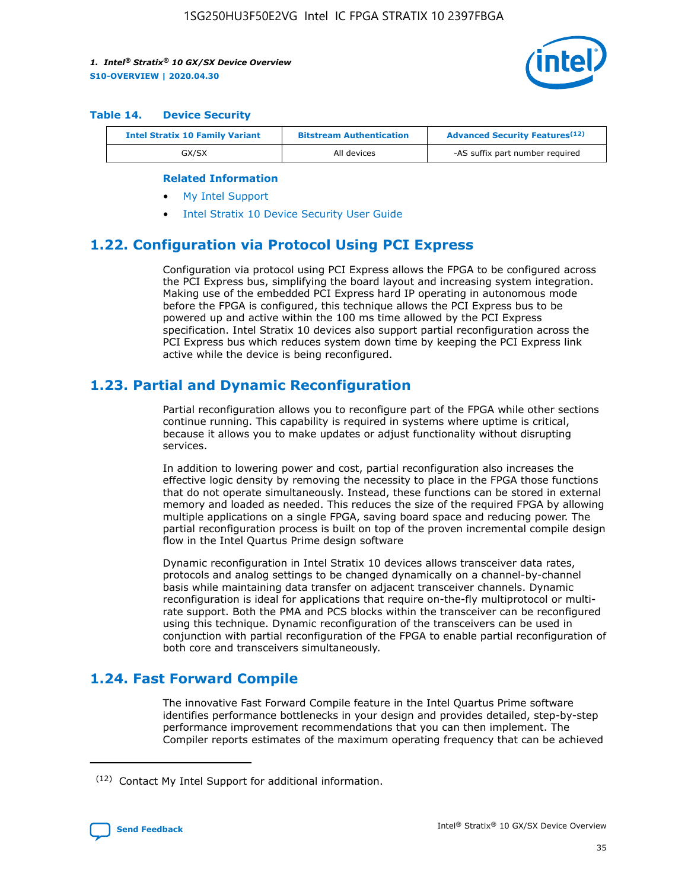**Table 14. Device Security**

| Intel Stratix 10 Family Variant | Bitstream Authentication | Advanced Security Features[(12)] |
|---|---|---|
| GX/SX | All devices | -AS suffix part number required |

**Related Information**

- My Intel Support
- Intel Stratix 10 Device Security User Guide

## 1.22. Configuration via Protocol Using PCI Express

Configuration via protocol using PCI Express allows the FPGA to be configured across the PCI Express bus, simplifying the board layout and increasing system integration. Making use of the embedded PCI Express hard IP operating in autonomous mode before the FPGA is configured, this technique allows the PCI Express bus to be powered up and active within the 100 ms time allowed by the PCI Express specification. Intel Stratix 10 devices also support partial reconfiguration across the PCI Express bus which reduces system down time by keeping the PCI Express link active while the device is being reconfigured.

## 1.23. Partial and Dynamic Reconfiguration

Partial reconfiguration allows you to reconfigure part of the FPGA while other sections continue running. This capability is required in systems where uptime is critical, because it allows you to make updates or adjust functionality without disrupting services.

In addition to lowering power and cost, partial reconfiguration also increases the effective logic density by removing the necessity to place in the FPGA those functions that do not operate simultaneously. Instead, these functions can be stored in external memory and loaded as needed. This reduces the size of the required FPGA by allowing multiple applications on a single FPGA, saving board space and reducing power. The partial reconfiguration process is built on top of the proven incremental compile design flow in the Intel Quartus Prime design software

Dynamic reconfiguration in Intel Stratix 10 devices allows transceiver data rates, protocols and analog settings to be changed dynamically on a channel-by-channel basis while maintaining data transfer on adjacent transceiver channels. Dynamic reconfiguration is ideal for applications that require on-the-fly multiprotocol or multi-rate support. Both the PMA and PCS blocks within the transceiver can be reconfigured using this technique. Dynamic reconfiguration of the transceivers can be used in conjunction with partial reconfiguration of the FPGA to enable partial reconfiguration of both core and transceivers simultaneously.

## 1.24. Fast Forward Compile

The innovative Fast Forward Compile feature in the Intel Quartus Prime software identifies performance bottlenecks in your design and provides detailed, step-by-step performance improvement recommendations that you can then implement. The Compiler reports estimates of the maximum operating frequency that can be achieved

(12) Contact My Intel Support for additional information.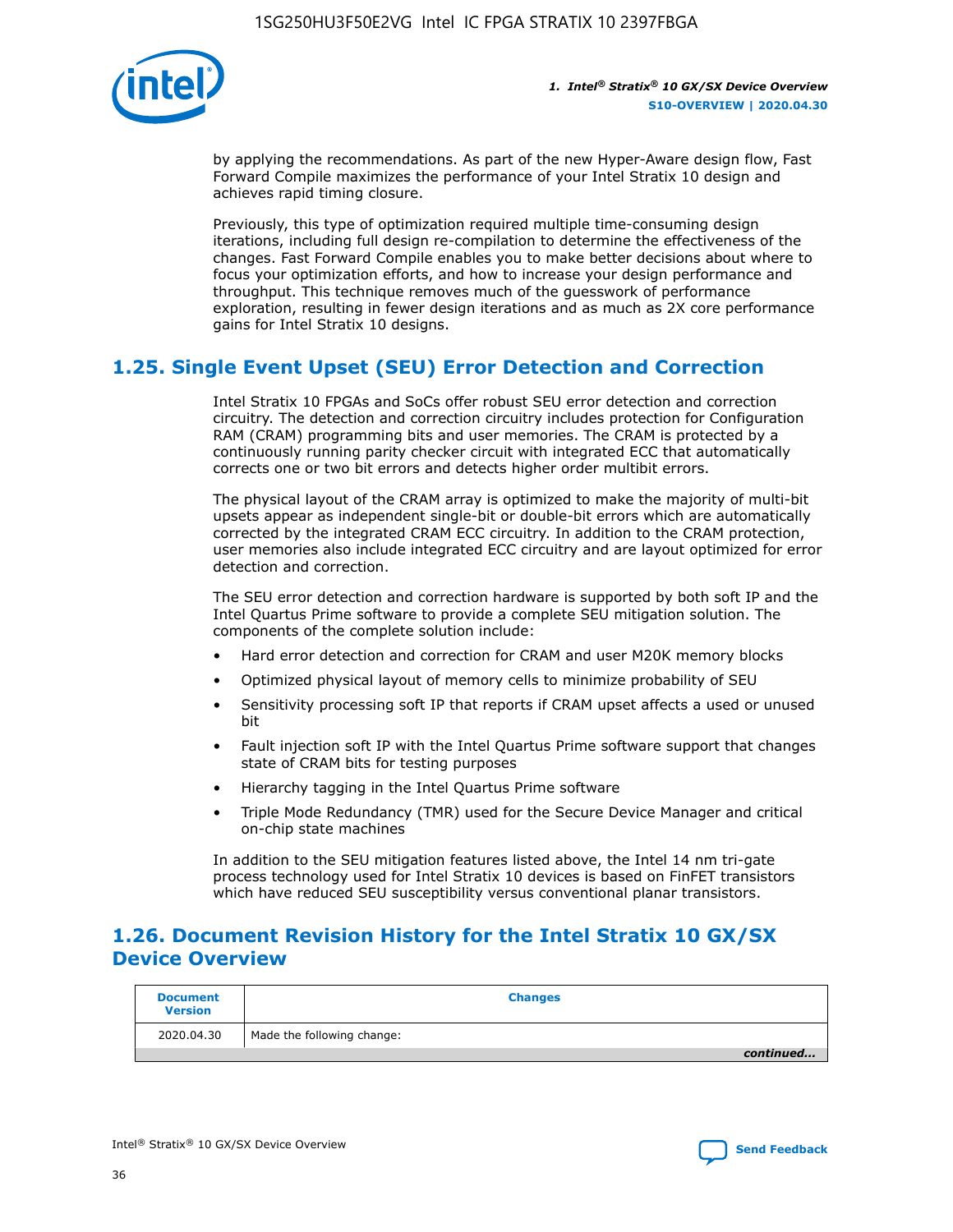by applying the recommendations. As part of the new Hyper-Aware design flow, Fast Forward Compile maximizes the performance of your Intel Stratix 10 design and achieves rapid timing closure.

Previously, this type of optimization required multiple time-consuming design iterations, including full design re-compilation to determine the effectiveness of the changes. Fast Forward Compile enables you to make better decisions about where to focus your optimization efforts, and how to increase your design performance and throughput. This technique removes much of the guesswork of performance exploration, resulting in fewer design iterations and as much as 2X core performance gains for Intel Stratix 10 designs.

## 1.25. Single Event Upset (SEU) Error Detection and Correction

Intel Stratix 10 FPGAs and SoCs offer robust SEU error detection and correction circuitry. The detection and correction circuitry includes protection for Configuration RAM (CRAM) programming bits and user memories. The CRAM is protected by a continuously running parity checker circuit with integrated ECC that automatically corrects one or two bit errors and detects higher order multibit errors.

The physical layout of the CRAM array is optimized to make the majority of multi-bit upsets appear as independent single-bit or double-bit errors which are automatically corrected by the integrated CRAM ECC circuitry. In addition to the CRAM protection, user memories also include integrated ECC circuitry and are layout optimized for error detection and correction.

The SEU error detection and correction hardware is supported by both soft IP and the Intel Quartus Prime software to provide a complete SEU mitigation solution. The components of the complete solution include:

- Hard error detection and correction for CRAM and user M20K memory blocks
- Optimized physical layout of memory cells to minimize probability of SEU
- Sensitivity processing soft IP that reports if CRAM upset affects a used or unused bit
- Fault injection soft IP with the Intel Quartus Prime software support that changes state of CRAM bits for testing purposes
- Hierarchy tagging in the Intel Quartus Prime software
- Triple Mode Redundancy (TMR) used for the Secure Device Manager and critical on-chip state machines

In addition to the SEU mitigation features listed above, the Intel 14 nm tri-gate process technology used for Intel Stratix 10 devices is based on FinFET transistors which have reduced SEU susceptibility versus conventional planar transistors.

## 1.26. Document Revision History for the Intel Stratix 10 GX/SX Device Overview

| Document Version | Changes |
| --- | --- |
| 2020.04.30 | Made the following change: |

*continued...*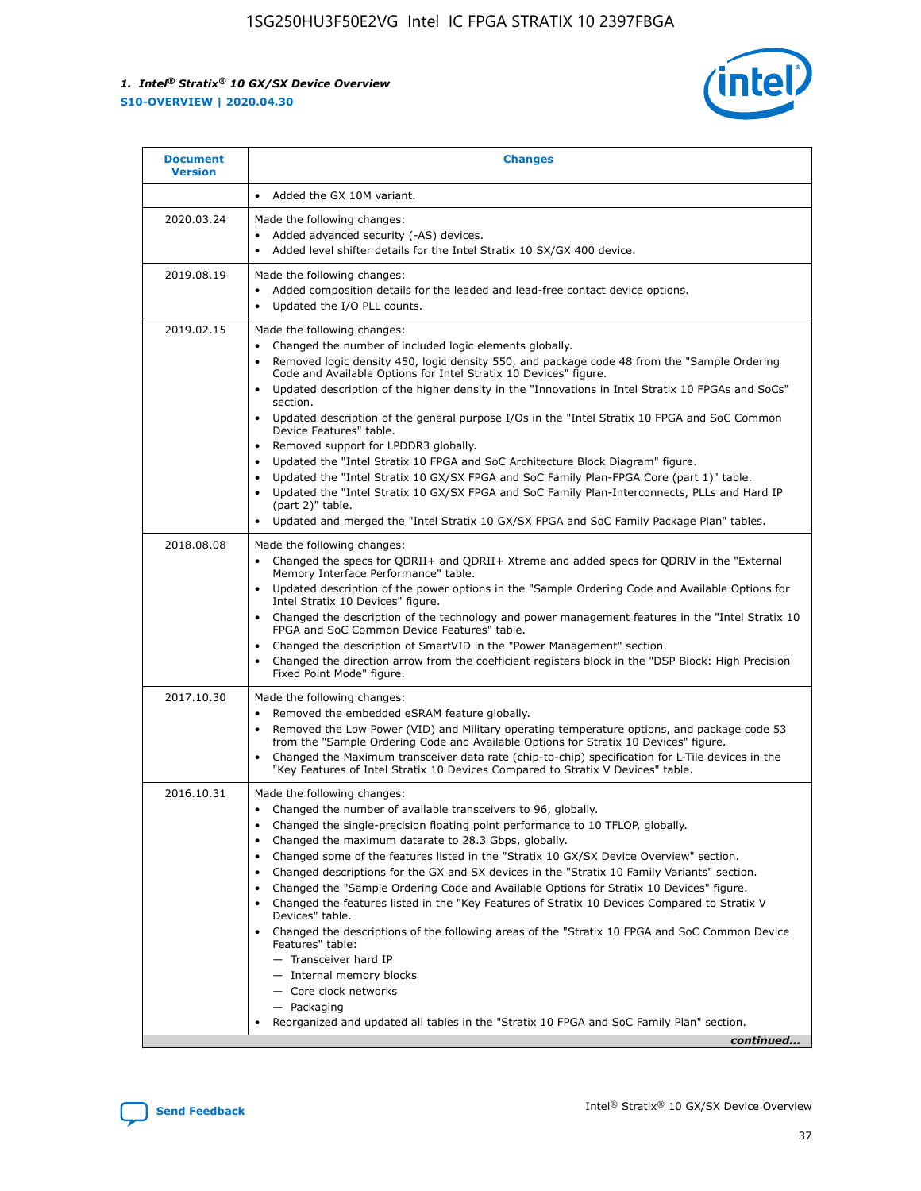| Document Version | Changes |
| --- | --- |
| | • Added the GX 10M variant. |
| 2020.03.24 | Made the following changes:<br>• Added advanced security (-AS) devices.<br>• Added level shifter details for the Intel Stratix 10 SX/GX 400 device. |
| 2019.08.19 | Made the following changes:<br>• Added composition details for the leaded and lead-free contact device options.<br>• Updated the I/O PLL counts. |
| 2019.02.15 | Made the following changes:<br>• Changed the number of included logic elements globally.<br>• Removed logic density 450, logic density 550, and package code 48 from the "Sample Ordering Code and Available Options for Intel Stratix 10 Devices" figure.<br>• Updated description of the higher density in the "Innovations in Intel Stratix 10 FPGAs and SoCs" section.<br>• Updated description of the general purpose I/Os in the "Intel Stratix 10 FPGA and SoC Common Device Features" table.<br>• Removed support for LPDDR3 globally.<br>• Updated the "Intel Stratix 10 FPGA and SoC Architecture Block Diagram" figure.<br>• Updated the "Intel Stratix 10 GX/SX FPGA and SoC Family Plan-FPGA Core (part 1)" table.<br>• Updated the "Intel Stratix 10 GX/SX FPGA and SoC Family Plan-Interconnects, PLLs and Hard IP (part 2)" table.<br>• Updated and merged the "Intel Stratix 10 GX/SX FPGA and SoC Family Package Plan" tables. |
| 2018.08.08 | Made the following changes:<br>• Changed the specs for QDRII+ and QDRII+ Xtreme and added specs for QDRIV in the "External Memory Interface Performance" table.<br>• Updated description of the power options in the "Sample Ordering Code and Available Options for Intel Stratix 10 Devices" figure.<br>• Changed the description of the technology and power management features in the "Intel Stratix 10 FPGA and SoC Common Device Features" table.<br>• Changed the description of SmartVID in the "Power Management" section.<br>• Changed the direction arrow from the coefficient registers block in the "DSP Block: High Precision Fixed Point Mode" figure. |
| 2017.10.30 | Made the following changes:<br>• Removed the embedded eSRAM feature globally.<br>• Removed the Low Power (VID) and Military operating temperature options, and package code 53 from the "Sample Ordering Code and Available Options for Stratix 10 Devices" figure.<br>• Changed the Maximum transceiver data rate (chip-to-chip) specification for L-Tile devices in the "Key Features of Intel Stratix 10 Devices Compared to Stratix V Devices" table. |
| 2016.10.31 | Made the following changes:<br>• Changed the number of available transceivers to 96, globally.<br>• Changed the single-precision floating point performance to 10 TFLOP, globally.<br>• Changed the maximum datarate to 28.3 Gbps, globally.<br>• Changed some of the features listed in the "Stratix 10 GX/SX Device Overview" section.<br>• Changed descriptions for the GX and SX devices in the "Stratix 10 Family Variants" section.<br>• Changed the "Sample Ordering Code and Available Options for Stratix 10 Devices" figure.<br>• Changed the features listed in the "Key Features of Stratix 10 Devices Compared to Stratix V Devices" table.<br>• Changed the descriptions of the following areas of the "Stratix 10 FPGA and SoC Common Device Features" table:<br>— Transceiver hard IP<br>— Internal memory blocks<br>— Core clock networks<br>— Packaging<br>• Reorganized and updated all tables in the "Stratix 10 FPGA and SoC Family Plan" section. |

*continued...*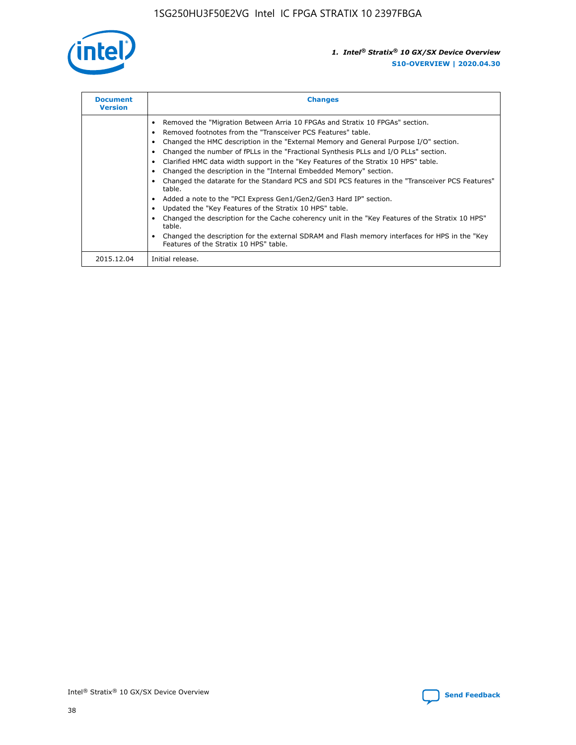| Document Version | Changes |
| --- | --- |
| | • Removed the "Migration Between Arria 10 FPGAs and Stratix 10 FPGAs" section.<br>• Removed footnotes from the "Transceiver PCS Features" table.<br>• Changed the HMC description in the "External Memory and General Purpose I/O" section.<br>• Changed the number of fPLLs in the "Fractional Synthesis PLLs and I/O PLLs" section.<br>• Clarified HMC data width support in the "Key Features of the Stratix 10 HPS" table.<br>• Changed the description in the "Internal Embedded Memory" section.<br>• Changed the datarate for the Standard PCS and SDI PCS features in the "Transceiver PCS Features" table.<br>• Added a note to the "PCI Express Gen1/Gen2/Gen3 Hard IP" section.<br>• Updated the "Key Features of the Stratix 10 HPS" table.<br>• Changed the description for the Cache coherency unit in the "Key Features of the Stratix 10 HPS" table.<br>• Changed the description for the external SDRAM and Flash memory interfaces for HPS in the "Key Features of the Stratix 10 HPS" table. |
| 2015.12.04 | Initial release. |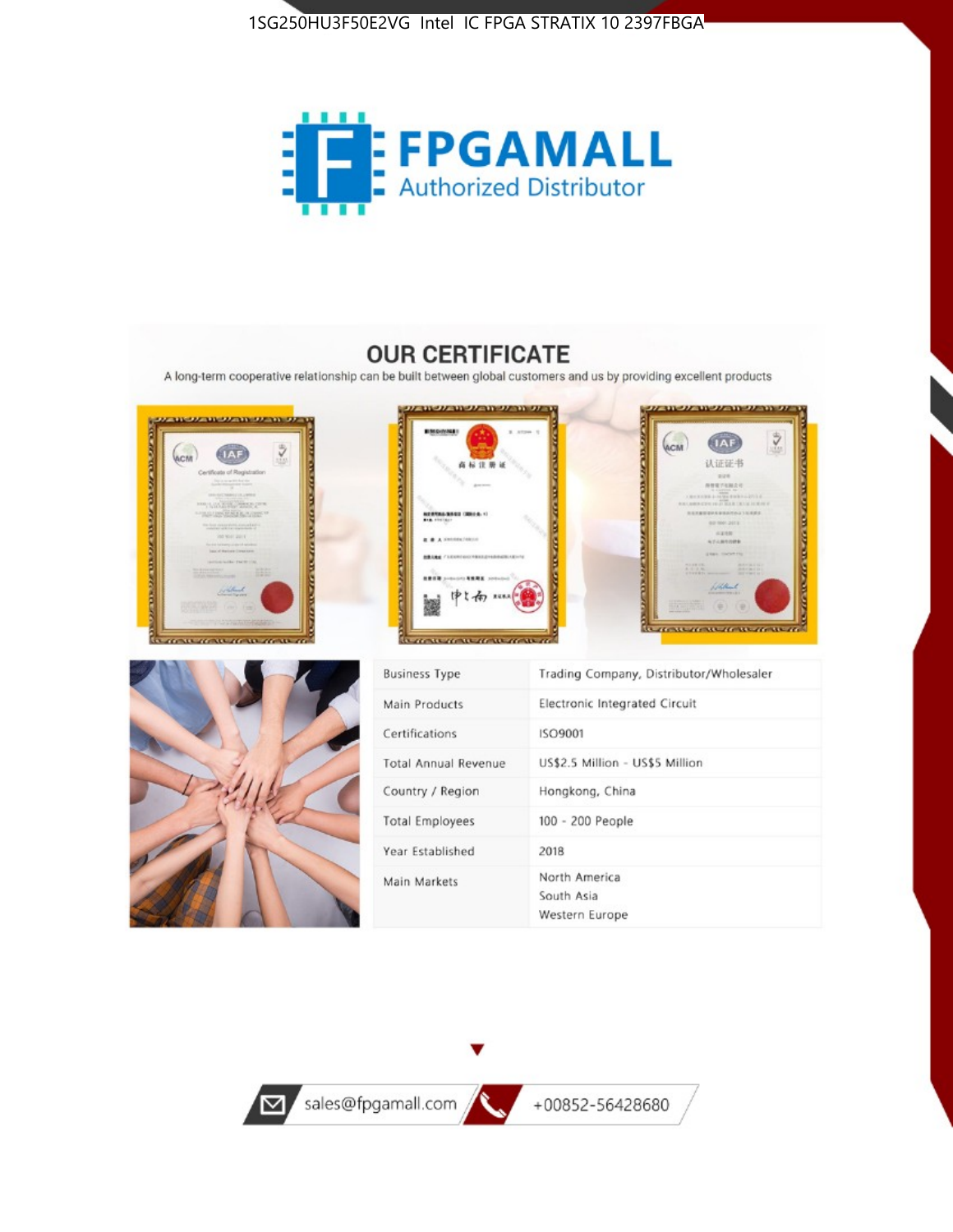FPGAMALL
Authorized Distributor

## OUR CERTIFICATE

A long-term cooperative relationship can be built between global customers and us by providing excellent products

| | |
|---|---|
| Business Type | Trading Company, Distributor/Wholesaler |
| Main Products | Electronic Integrated Circuit |
| Certifications | ISO9001 |
| Total Annual Revenue | US$2.5 Million - US$5 Million |
| Country / Region | Hongkong, China |
| Total Employees | 100 - 200 People |
| Year Established | 2018 |
| Main Markets | North America<br>South Asia<br>Western Europe |

sales@fpgamall.com +00852-56428680